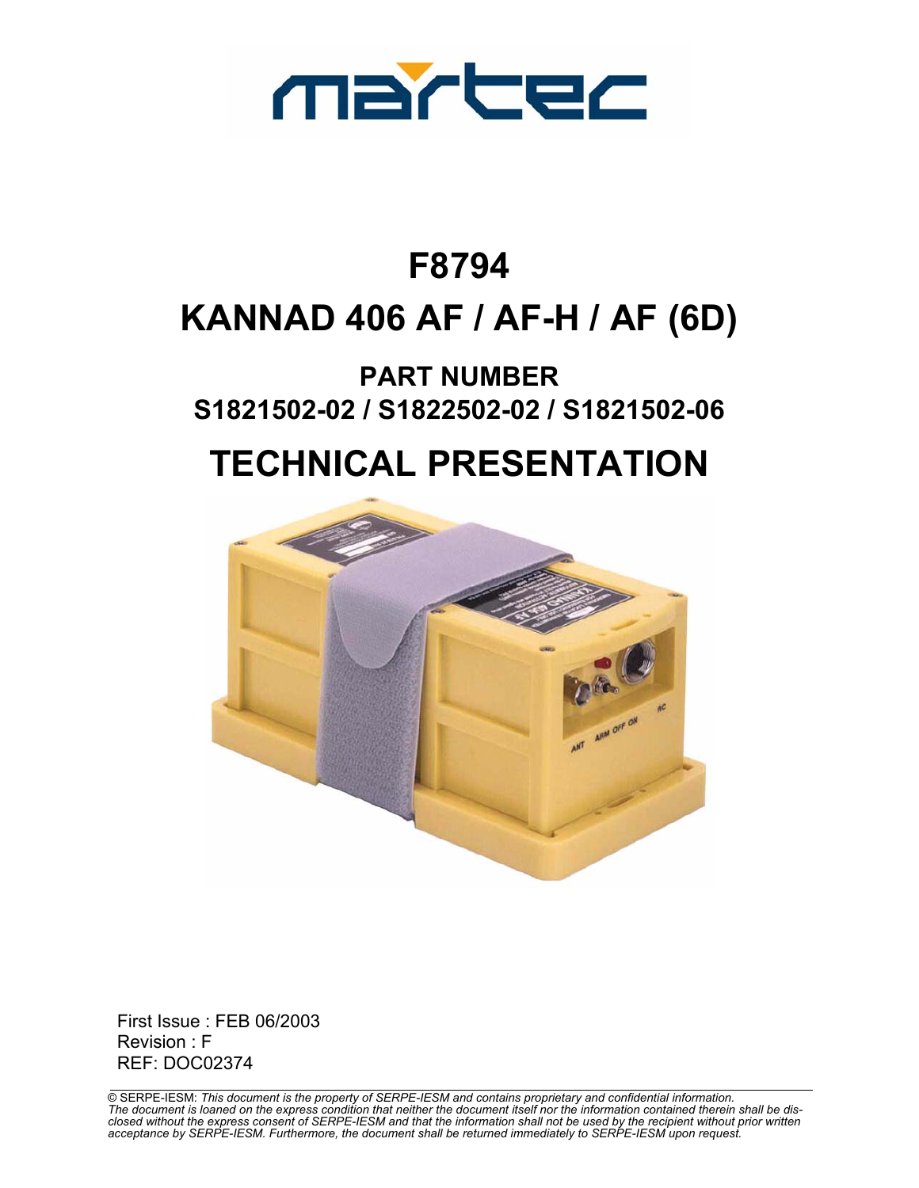martec

# F8794

# KANNAD 406 AF / AF-H / AF (6D)

## PART NUMBER
## S1821502-02 / S1822502-02 / S1821502-06

# TECHNICAL PRESENTATION

First Issue : FEB 06/2003
Revision : F
REF: DOC02374

© SERPE-IESM: *This document is the property of SERPE-IESM and contains proprietary and confidential information. The document is loaned on the express condition that neither the document itself nor the information contained therein shall be disclosed without the express consent of SERPE-IESM and that the information shall not be used by the recipient without prior written acceptance by SERPE-IESM. Furthermore, the document shall be returned immediately to SERPE-IESM upon request.*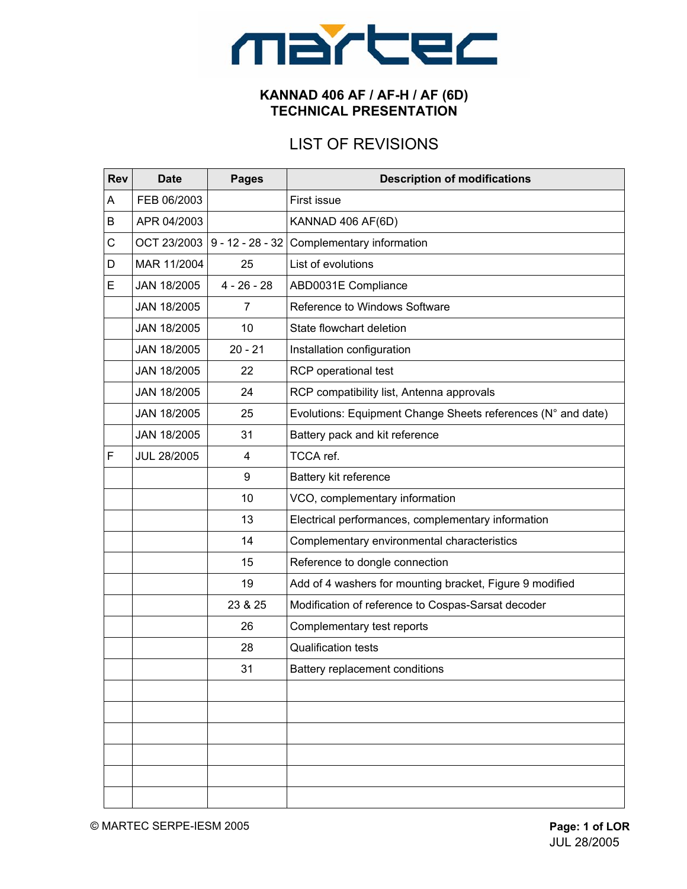# KANNAD 406 AF / AF-H / AF (6D)
# TECHNICAL PRESENTATION

## LIST OF REVISIONS

| Rev | Date | Pages | Description of modifications |
|---|---|---|---|
| A | FEB 06/2003 | | First issue |
| B | APR 04/2003 | | KANNAD 406 AF(6D) |
| C | OCT 23/2003 | 9 - 12 - 28 - 32 | Complementary information |
| D | MAR 11/2004 | 25 | List of evolutions |
| E | JAN 18/2005 | 4 - 26 - 28 | ABD0031E Compliance |
| | JAN 18/2005 | 7 | Reference to Windows Software |
| | JAN 18/2005 | 10 | State flowchart deletion |
| | JAN 18/2005 | 20 - 21 | Installation configuration |
| | JAN 18/2005 | 22 | RCP operational test |
| | JAN 18/2005 | 24 | RCP compatibility list, Antenna approvals |
| | JAN 18/2005 | 25 | Evolutions: Equipment Change Sheets references (N° and date) |
| | JAN 18/2005 | 31 | Battery pack and kit reference |
| F | JUL 28/2005 | 4 | TCCA ref. |
| | | 9 | Battery kit reference |
| | | 10 | VCO, complementary information |
| | | 13 | Electrical performances, complementary information |
| | | 14 | Complementary environmental characteristics |
| | | 15 | Reference to dongle connection |
| | | 19 | Add of 4 washers for mounting bracket, Figure 9 modified |
| | | 23 & 25 | Modification of reference to Cospas-Sarsat decoder |
| | | 26 | Complementary test reports |
| | | 28 | Qualification tests |
| | | 31 | Battery replacement conditions |
| | | | |
| | | | |
| | | | |
| | | | |
| | | | |
| | | | |

© MARTEC SERPE-IESM 2005

JUL 28/2005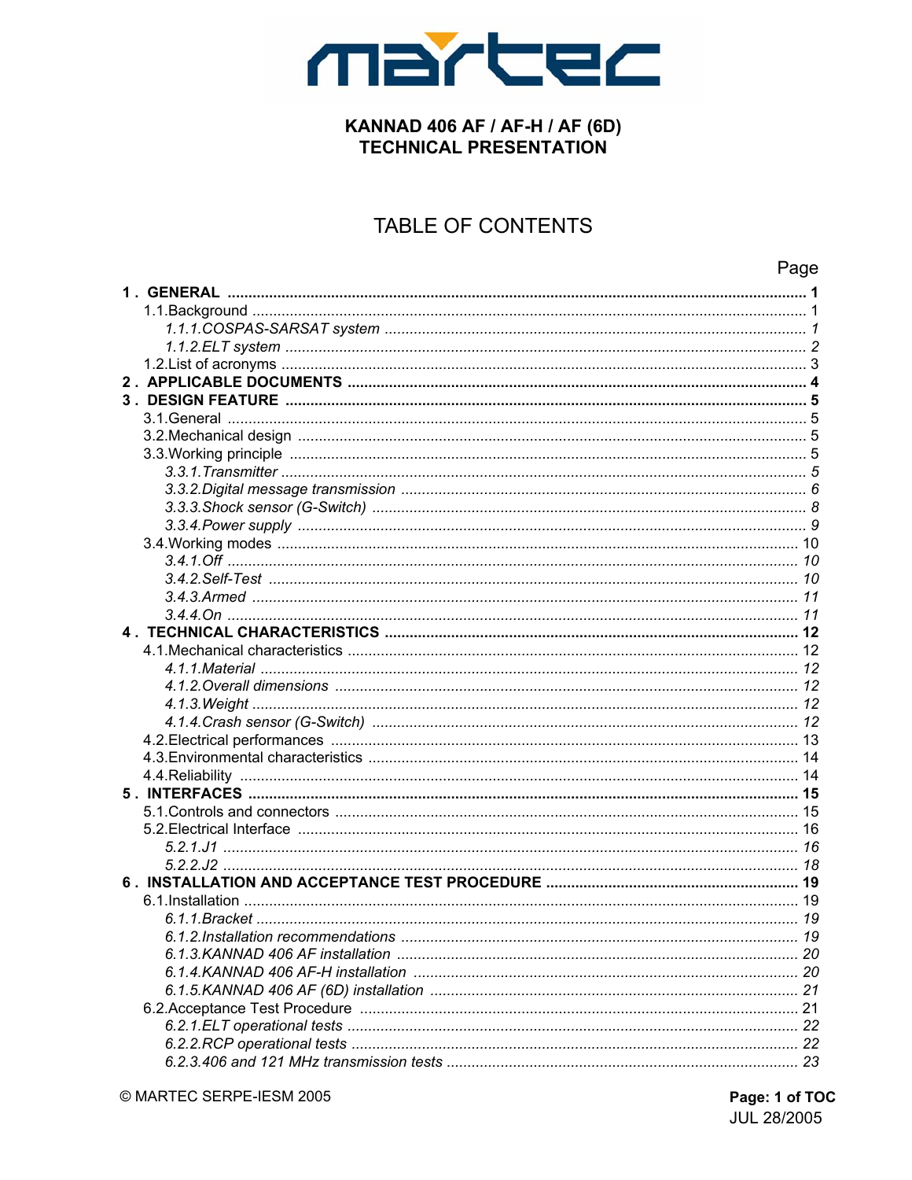martec

**KANNAD 406 AF / AF-H / AF (6D)**
**TECHNICAL PRESENTATION**

# TABLE OF CONTENTS

| | Page |
|---|---|
| **1 . GENERAL** | **1** |
| 1.1.Background | 1 |
| *1.1.1.COSPAS-SARSAT system* | *1* |
| *1.1.2.ELT system* | *2* |
| 1.2.List of acronyms | 3 |
| **2 . APPLICABLE DOCUMENTS** | **4** |
| **3 . DESIGN FEATURE** | **5** |
| 3.1.General | 5 |
| 3.2.Mechanical design | 5 |
| 3.3.Working principle | 5 |
| *3.3.1.Transmitter* | *5* |
| *3.3.2.Digital message transmission* | *6* |
| *3.3.3.Shock sensor (G-Switch)* | *8* |
| *3.3.4.Power supply* | *9* |
| 3.4.Working modes | 10 |
| *3.4.1.Off* | *10* |
| *3.4.2.Self-Test* | *10* |
| *3.4.3.Armed* | *11* |
| *3.4.4.On* | *11* |
| **4 . TECHNICAL CHARACTERISTICS** | **12** |
| 4.1.Mechanical characteristics | 12 |
| *4.1.1.Material* | *12* |
| *4.1.2.Overall dimensions* | *12* |
| *4.1.3.Weight* | *12* |
| *4.1.4.Crash sensor (G-Switch)* | *12* |
| 4.2.Electrical performances | 13 |
| 4.3.Environmental characteristics | 14 |
| 4.4.Reliability | 14 |
| **5 . INTERFACES** | **15** |
| 5.1.Controls and connectors | 15 |
| 5.2.Electrical Interface | 16 |
| *5.2.1.J1* | *16* |
| *5.2.2.J2* | *18* |
| **6 . INSTALLATION AND ACCEPTANCE TEST PROCEDURE** | **19** |
| 6.1.Installation | 19 |
| *6.1.1.Bracket* | *19* |
| *6.1.2.Installation recommendations* | *19* |
| *6.1.3.KANNAD 406 AF installation* | *20* |
| *6.1.4.KANNAD 406 AF-H installation* | *20* |
| *6.1.5.KANNAD 406 AF (6D) installation* | *21* |
| 6.2.Acceptance Test Procedure | 21 |
| *6.2.1.ELT operational tests* | *22* |
| *6.2.2.RCP operational tests* | *22* |
| *6.2.3.406 and 121 MHz transmission tests* | *23* |

© MARTEC SERPE-IESM 2005

JUL 28/2005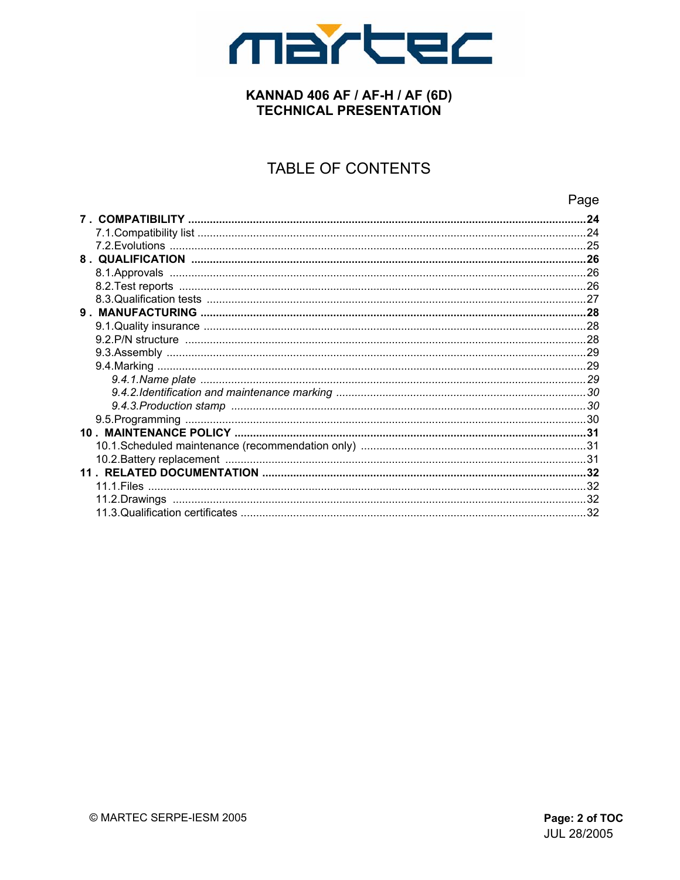**KANNAD 406 AF / AF-H / AF (6D)**
**TECHNICAL PRESENTATION**

# TABLE OF CONTENTS

Page

**7 . COMPATIBILITY ........................................................................................................................24**

7.1.Compatibility list ........................................................................................................................24

7.2.Evolutions ..................................................................................................................................25

**8 . QUALIFICATION ........................................................................................................................26**

8.1.Approvals ...................................................................................................................................26

8.2.Test reports ................................................................................................................................26

8.3.Qualification tests .......................................................................................................................27

**9 . MANUFACTURING ......................................................................................................................28**

9.1.Quality insurance ........................................................................................................................28

9.2.P/N structure ..............................................................................................................................28

9.3.Assembly ....................................................................................................................................29

9.4.Marking .......................................................................................................................................29

*9.4.1.Name plate ..........................................................................................................................29*

*9.4.2.Identification and maintenance marking ..............................................................................30*

*9.4.3.Production stamp ................................................................................................................30*

9.5.Programming ..............................................................................................................................30

**10 . MAINTENANCE POLICY ............................................................................................................31**

10.1.Scheduled maintenance (recommendation only) ......................................................................31

10.2.Battery replacement ..................................................................................................................31

**11 . RELATED DOCUMENTATION ....................................................................................................32**

11.1.Files ..........................................................................................................................................32

11.2.Drawings ..................................................................................................................................32

11.3.Qualification certificates .............................................................................................................32

© MARTEC SERPE-IESM 2005

JUL 28/2005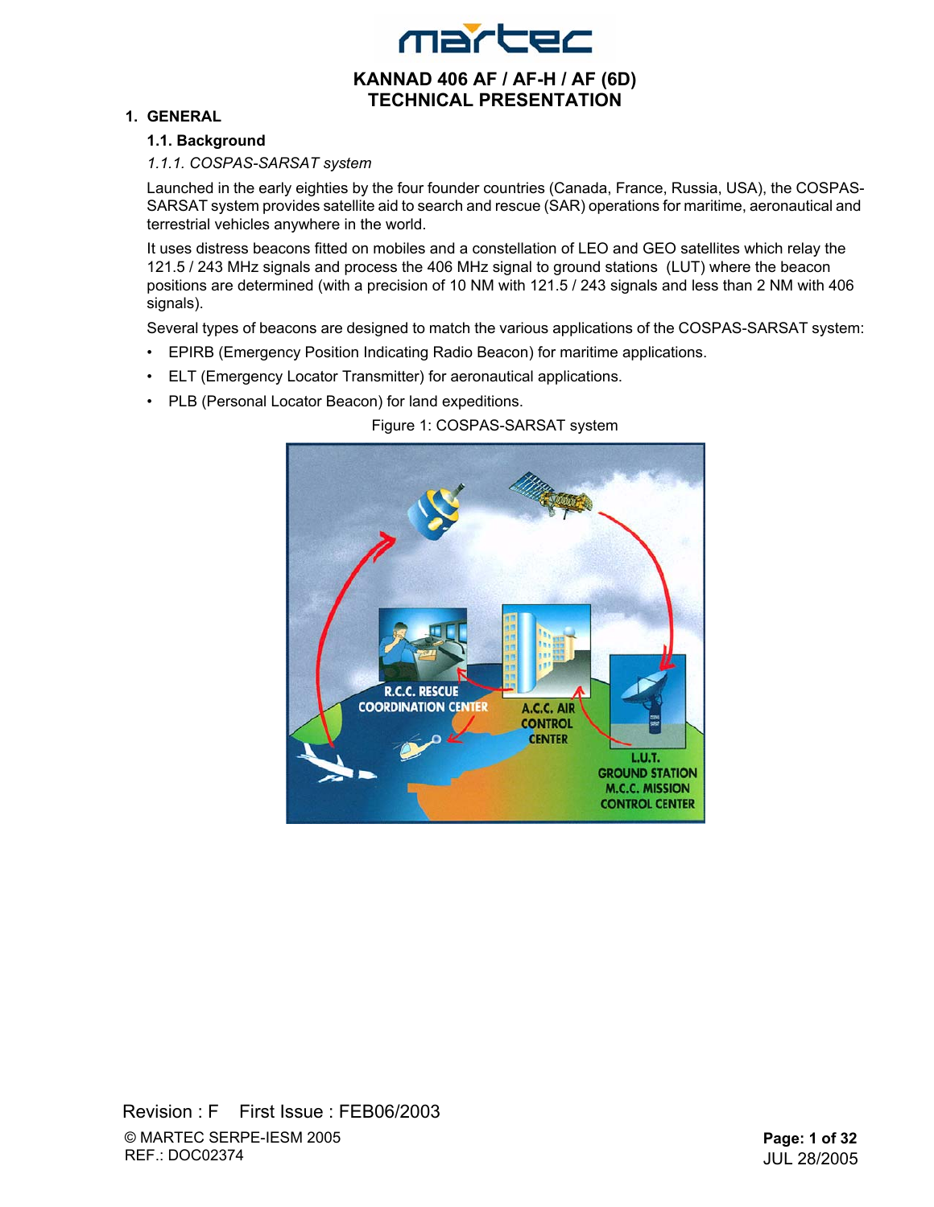# KANNAD 406 AF / AF-H / AF (6D)
# TECHNICAL PRESENTATION

## 1. GENERAL

### 1.1. Background

#### *1.1.1. COSPAS-SARSAT system*

Launched in the early eighties by the four founder countries (Canada, France, Russia, USA), the COSPAS-SARSAT system provides satellite aid to search and rescue (SAR) operations for maritime, aeronautical and terrestrial vehicles anywhere in the world.

It uses distress beacons fitted on mobiles and a constellation of LEO and GEO satellites which relay the 121.5 / 243 MHz signals and process the 406 MHz signal to ground stations (LUT) where the beacon positions are determined (with a precision of 10 NM with 121.5 / 243 signals and less than 2 NM with 406 signals).

Several types of beacons are designed to match the various applications of the COSPAS-SARSAT system:

- EPIRB (Emergency Position Indicating Radio Beacon) for maritime applications.
- ELT (Emergency Locator Transmitter) for aeronautical applications.
- PLB (Personal Locator Beacon) for land expeditions.

Figure 1: COSPAS-SARSAT system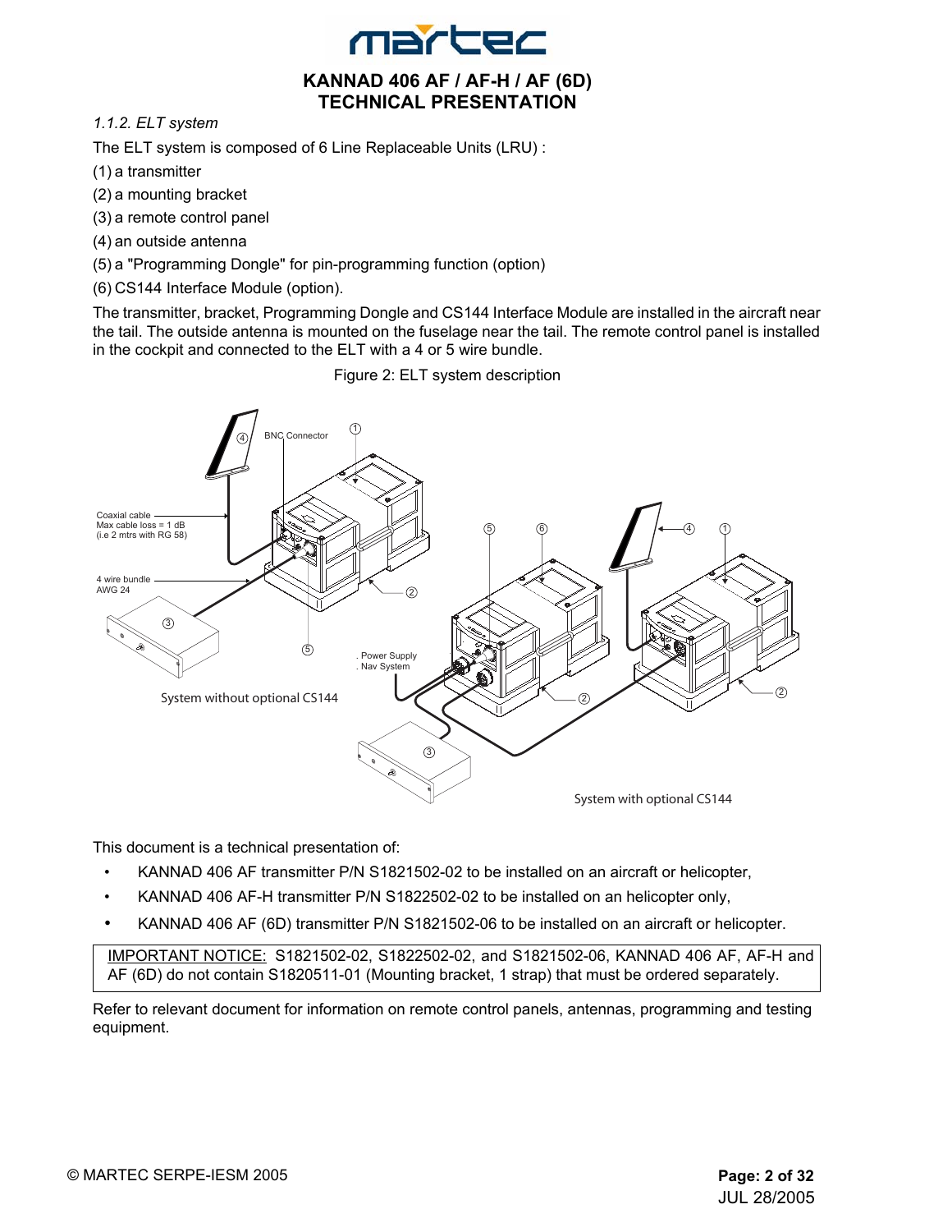*1.1.2. ELT system*

The ELT system is composed of 6 Line Replaceable Units (LRU) :

(1) a transmitter

(2) a mounting bracket

(3) a remote control panel

(4) an outside antenna

(5) a "Programming Dongle" for pin-programming function (option)

(6) CS144 Interface Module (option).

The transmitter, bracket, Programming Dongle and CS144 Interface Module are installed in the aircraft near the tail. The outside antenna is mounted on the fuselage near the tail. The remote control panel is installed in the cockpit and connected to the ELT with a 4 or 5 wire bundle.

Figure 2: ELT system description

This document is a technical presentation of:

- KANNAD 406 AF transmitter P/N S1821502-02 to be installed on an aircraft or helicopter,
- KANNAD 406 AF-H transmitter P/N S1822502-02 to be installed on an helicopter only,
- KANNAD 406 AF (6D) transmitter P/N S1821502-06 to be installed on an aircraft or helicopter.

IMPORTANT NOTICE: S1821502-02, S1822502-02, and S1821502-06, KANNAD 406 AF, AF-H and AF (6D) do not contain S1820511-01 (Mounting bracket, 1 strap) that must be ordered separately.

Refer to relevant document for information on remote control panels, antennas, programming and testing equipment.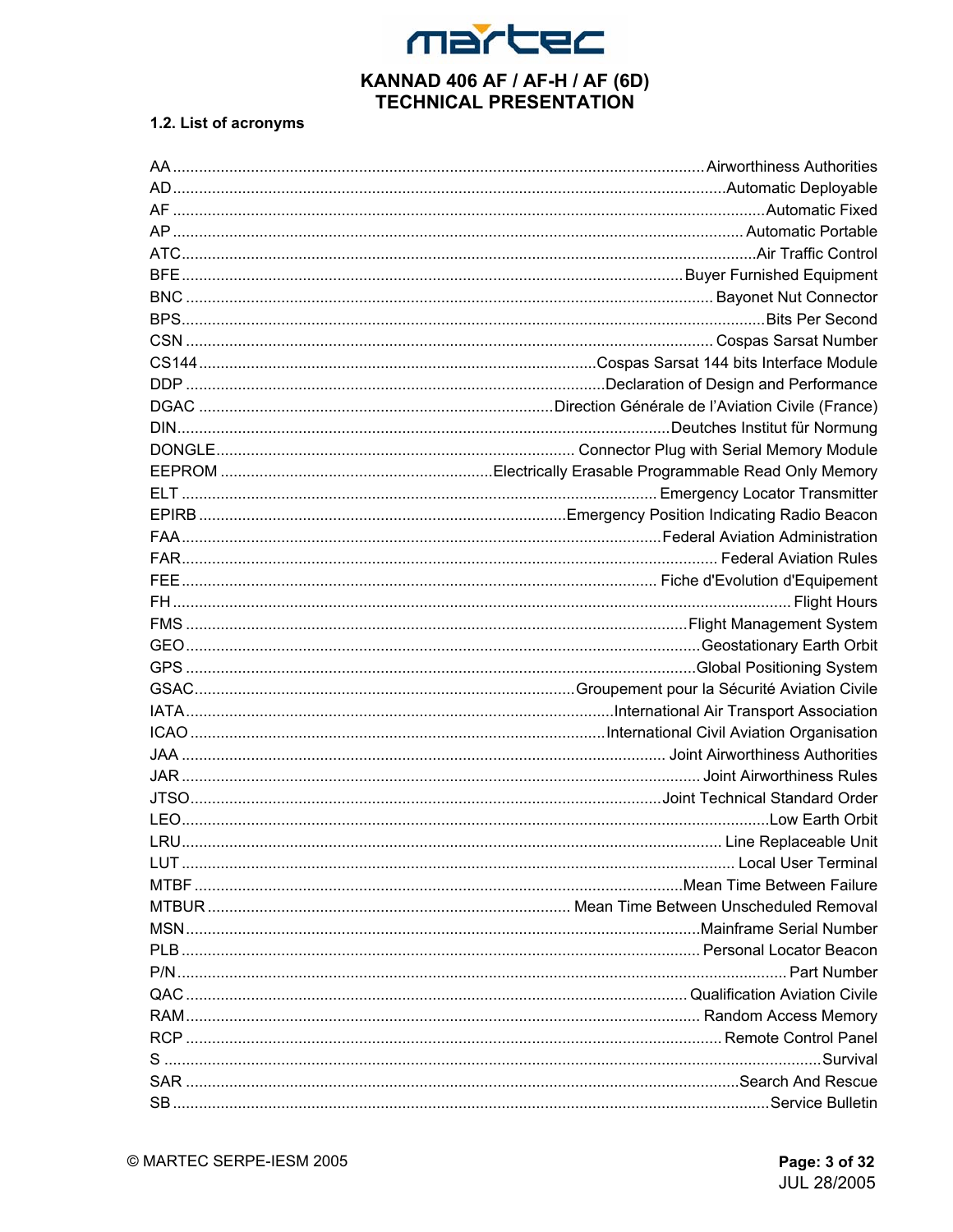### 1.2. List of acronyms

| | |
|---|---|
| AA | Airworthiness Authorities |
| AD | Automatic Deployable |
| AF | Automatic Fixed |
| AP | Automatic Portable |
| ATC | Air Traffic Control |
| BFE | Buyer Furnished Equipment |
| BNC | Bayonet Nut Connector |
| BPS | Bits Per Second |
| CSN | Cospas Sarsat Number |
| CS144 | Cospas Sarsat 144 bits Interface Module |
| DDP | Declaration of Design and Performance |
| DGAC | Direction Générale de l'Aviation Civile (France) |
| DIN | Deutches Institut für Normung |
| DONGLE | Connector Plug with Serial Memory Module |
| EEPROM | Electrically Erasable Programmable Read Only Memory |
| ELT | Emergency Locator Transmitter |
| EPIRB | Emergency Position Indicating Radio Beacon |
| FAA | Federal Aviation Administration |
| FAR | Federal Aviation Rules |
| FEE | Fiche d'Evolution d'Equipement |
| FH | Flight Hours |
| FMS | Flight Management System |
| GEO | Geostationary Earth Orbit |
| GPS | Global Positioning System |
| GSAC | Groupement pour la Sécurité Aviation Civile |
| IATA | International Air Transport Association |
| ICAO | International Civil Aviation Organisation |
| JAA | Joint Airworthiness Authorities |
| JAR | Joint Airworthiness Rules |
| JTSO | Joint Technical Standard Order |
| LEO | Low Earth Orbit |
| LRU | Line Replaceable Unit |
| LUT | Local User Terminal |
| MTBF | Mean Time Between Failure |
| MTBUR | Mean Time Between Unscheduled Removal |
| MSN | Mainframe Serial Number |
| PLB | Personal Locator Beacon |
| P/N | Part Number |
| QAC | Qualification Aviation Civile |
| RAM | Random Access Memory |
| RCP | Remote Control Panel |
| S | Survival |
| SAR | Search And Rescue |
| SB | Service Bulletin |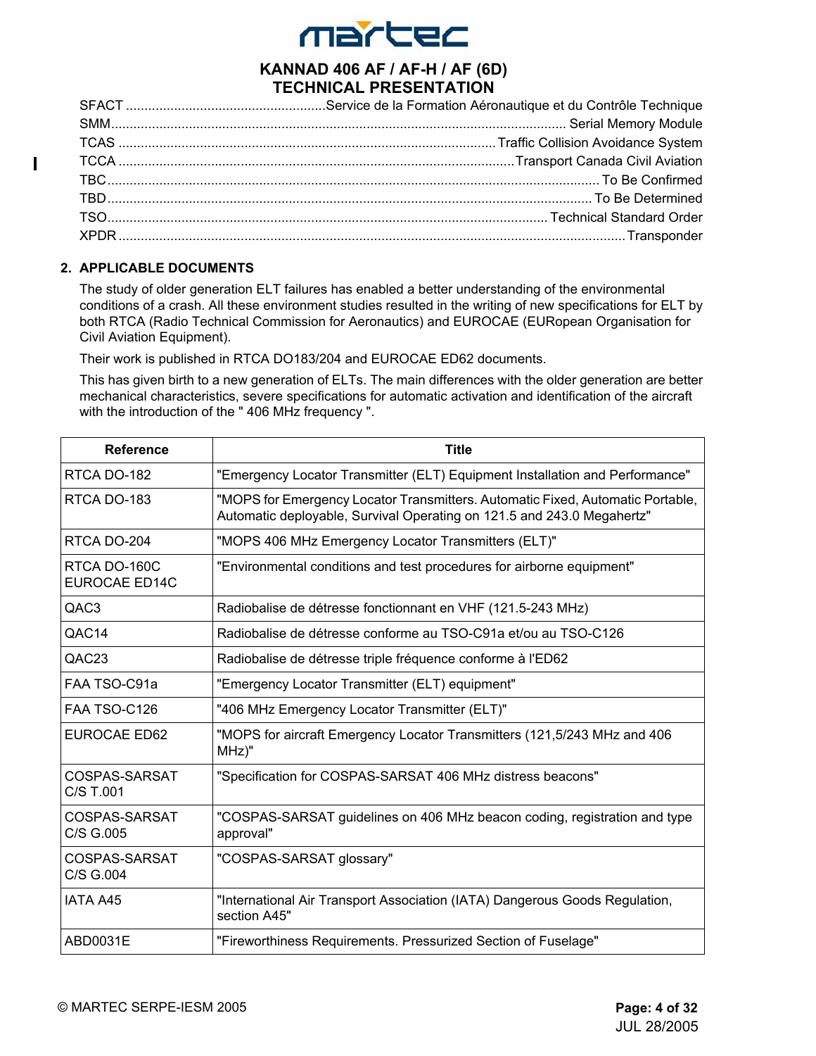SFACT ........................................ Service de la Formation Aéronautique et du Contrôle Technique
SMM ........................................ Serial Memory Module
TCAS ........................................ Traffic Collision Avoidance System
TCCA ........................................ Transport Canada Civil Aviation
TBC ........................................ To Be Confirmed
TBD ........................................ To Be Determined
TSO ........................................ Technical Standard Order
XPDR ........................................ Transponder

## 2. APPLICABLE DOCUMENTS

The study of older generation ELT failures has enabled a better understanding of the environmental conditions of a crash. All these environment studies resulted in the writing of new specifications for ELT by both RTCA (Radio Technical Commission for Aeronautics) and EUROCAE (EURopean Organisation for Civil Aviation Equipment).

Their work is published in RTCA DO183/204 and EUROCAE ED62 documents.

This has given birth to a new generation of ELTs. The main differences with the older generation are better mechanical characteristics, severe specifications for automatic activation and identification of the aircraft with the introduction of the " 406 MHz frequency ".

| Reference | Title |
|---|---|
| RTCA DO-182 | "Emergency Locator Transmitter (ELT) Equipment Installation and Performance" |
| RTCA DO-183 | "MOPS for Emergency Locator Transmitters. Automatic Fixed, Automatic Portable, Automatic deployable, Survival Operating on 121.5 and 243.0 Megahertz" |
| RTCA DO-204 | "MOPS 406 MHz Emergency Locator Transmitters (ELT)" |
| RTCA DO-160C<br>EUROCAE ED14C | "Environmental conditions and test procedures for airborne equipment" |
| QAC3 | Radiobalise de détresse fonctionnant en VHF (121.5-243 MHz) |
| QAC14 | Radiobalise de détresse conforme au TSO-C91a et/ou au TSO-C126 |
| QAC23 | Radiobalise de détresse triple fréquence conforme à l'ED62 |
| FAA TSO-C91a | "Emergency Locator Transmitter (ELT) equipment" |
| FAA TSO-C126 | "406 MHz Emergency Locator Transmitter (ELT)" |
| EUROCAE ED62 | "MOPS for aircraft Emergency Locator Transmitters (121,5/243 MHz and 406 MHz)" |
| COSPAS-SARSAT C/S T.001 | "Specification for COSPAS-SARSAT 406 MHz distress beacons" |
| COSPAS-SARSAT C/S G.005 | "COSPAS-SARSAT guidelines on 406 MHz beacon coding, registration and type approval" |
| COSPAS-SARSAT C/S G.004 | "COSPAS-SARSAT glossary" |
| IATA A45 | "International Air Transport Association (IATA) Dangerous Goods Regulation, section A45" |
| ABD0031E | "Fireworthiness Requirements. Pressurized Section of Fuselage" |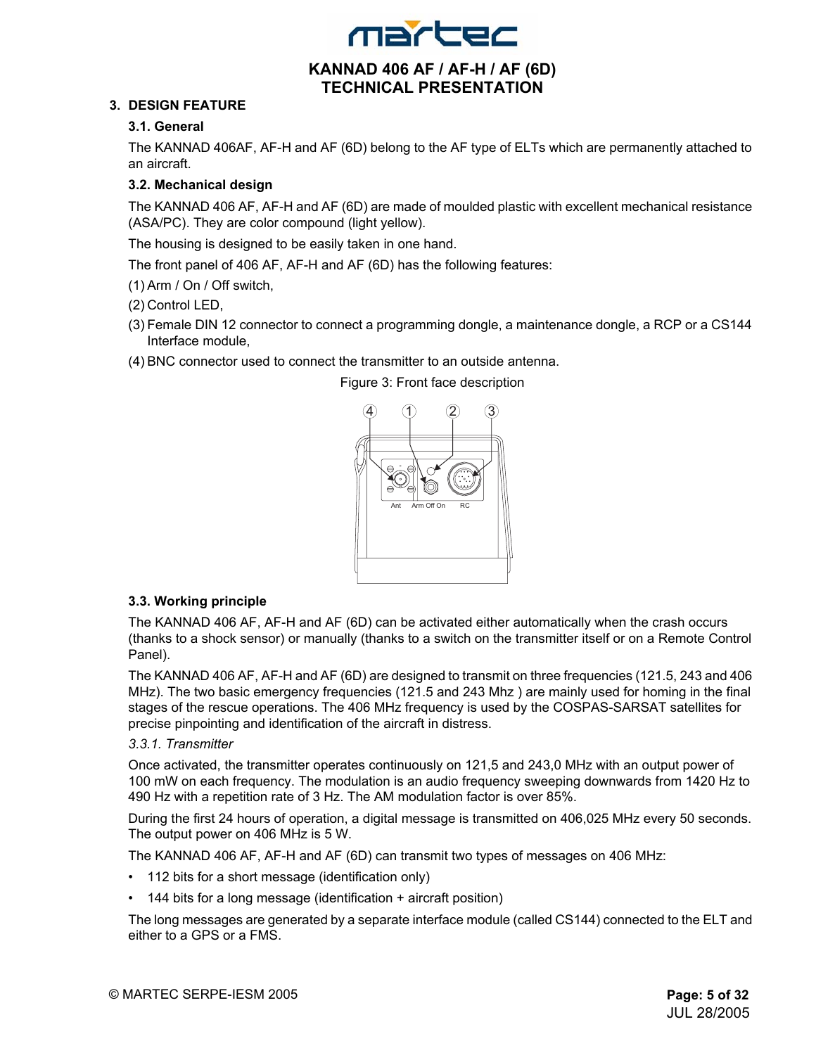## 3. DESIGN FEATURE

### 3.1. General

The KANNAD 406AF, AF-H and AF (6D) belong to the AF type of ELTs which are permanently attached to an aircraft.

### 3.2. Mechanical design

The KANNAD 406 AF, AF-H and AF (6D) are made of moulded plastic with excellent mechanical resistance (ASA/PC). They are color compound (light yellow).

The housing is designed to be easily taken in one hand.

The front panel of 406 AF, AF-H and AF (6D) has the following features:

(1) Arm / On / Off switch,

(2) Control LED,

(3) Female DIN 12 connector to connect a programming dongle, a maintenance dongle, a RCP or a CS144 Interface module,

(4) BNC connector used to connect the transmitter to an outside antenna.

Figure 3: Front face description

### 3.3. Working principle

The KANNAD 406 AF, AF-H and AF (6D) can be activated either automatically when the crash occurs (thanks to a shock sensor) or manually (thanks to a switch on the transmitter itself or on a Remote Control Panel).

The KANNAD 406 AF, AF-H and AF (6D) are designed to transmit on three frequencies (121.5, 243 and 406 MHz). The two basic emergency frequencies (121.5 and 243 Mhz ) are mainly used for homing in the final stages of the rescue operations. The 406 MHz frequency is used by the COSPAS-SARSAT satellites for precise pinpointing and identification of the aircraft in distress.

#### *3.3.1. Transmitter*

Once activated, the transmitter operates continuously on 121,5 and 243,0 MHz with an output power of 100 mW on each frequency. The modulation is an audio frequency sweeping downwards from 1420 Hz to 490 Hz with a repetition rate of 3 Hz. The AM modulation factor is over 85%.

During the first 24 hours of operation, a digital message is transmitted on 406,025 MHz every 50 seconds. The output power on 406 MHz is 5 W.

The KANNAD 406 AF, AF-H and AF (6D) can transmit two types of messages on 406 MHz:

- 112 bits for a short message (identification only)
- 144 bits for a long message (identification + aircraft position)

The long messages are generated by a separate interface module (called CS144) connected to the ELT and either to a GPS or a FMS.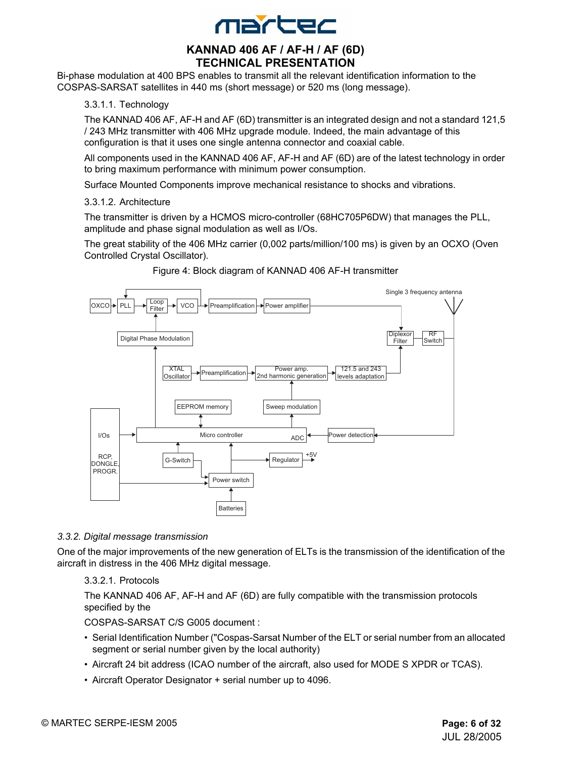Bi-phase modulation at 400 BPS enables to transmit all the relevant identification information to the COSPAS-SARSAT satellites in 440 ms (short message) or 520 ms (long message).

#### 3.3.1.1. Technology

The KANNAD 406 AF, AF-H and AF (6D) transmitter is an integrated design and not a standard 121,5 / 243 MHz transmitter with 406 MHz upgrade module. Indeed, the main advantage of this configuration is that it uses one single antenna connector and coaxial cable.

All components used in the KANNAD 406 AF, AF-H and AF (6D) are of the latest technology in order to bring maximum performance with minimum power consumption.

Surface Mounted Components improve mechanical resistance to shocks and vibrations.

#### 3.3.1.2. Architecture

The transmitter is driven by a HCMOS micro-controller (68HC705P6DW) that manages the PLL, amplitude and phase signal modulation as well as I/Os.

The great stability of the 406 MHz carrier (0,002 parts/million/100 ms) is given by an OCXO (Oven Controlled Crystal Oscillator).

Figure 4: Block diagram of KANNAD 406 AF-H transmitter

### *3.3.2. Digital message transmission*

One of the major improvements of the new generation of ELTs is the transmission of the identification of the aircraft in distress in the 406 MHz digital message.

#### 3.3.2.1. Protocols

The KANNAD 406 AF, AF-H and AF (6D) are fully compatible with the transmission protocols specified by the

COSPAS-SARSAT C/S G005 document :

- Serial Identification Number ("Cospas-Sarsat Number of the ELT or serial number from an allocated segment or serial number given by the local authority)
- Aircraft 24 bit address (ICAO number of the aircraft, also used for MODE S XPDR or TCAS).
- Aircraft Operator Designator + serial number up to 4096.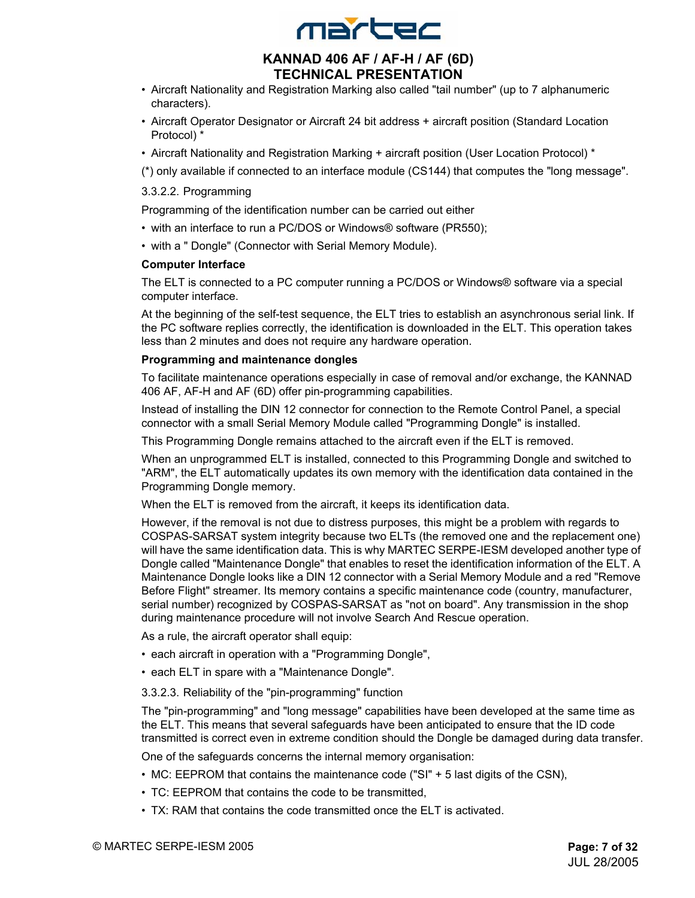- Aircraft Nationality and Registration Marking also called "tail number" (up to 7 alphanumeric characters).
- Aircraft Operator Designator or Aircraft 24 bit address + aircraft position (Standard Location Protocol) *
- Aircraft Nationality and Registration Marking + aircraft position (User Location Protocol) *

(*) only available if connected to an interface module (CS144) that computes the "long message".

#### 3.3.2.2. Programming

Programming of the identification number can be carried out either

- with an interface to run a PC/DOS or Windows® software (PR550);
- with a " Dongle" (Connector with Serial Memory Module).

**Computer Interface**

The ELT is connected to a PC computer running a PC/DOS or Windows® software via a special computer interface.

At the beginning of the self-test sequence, the ELT tries to establish an asynchronous serial link. If the PC software replies correctly, the identification is downloaded in the ELT. This operation takes less than 2 minutes and does not require any hardware operation.

**Programming and maintenance dongles**

To facilitate maintenance operations especially in case of removal and/or exchange, the KANNAD 406 AF, AF-H and AF (6D) offer pin-programming capabilities.

Instead of installing the DIN 12 connector for connection to the Remote Control Panel, a special connector with a small Serial Memory Module called "Programming Dongle" is installed.

This Programming Dongle remains attached to the aircraft even if the ELT is removed.

When an unprogrammed ELT is installed, connected to this Programming Dongle and switched to "ARM", the ELT automatically updates its own memory with the identification data contained in the Programming Dongle memory.

When the ELT is removed from the aircraft, it keeps its identification data.

However, if the removal is not due to distress purposes, this might be a problem with regards to COSPAS-SARSAT system integrity because two ELTs (the removed one and the replacement one) will have the same identification data. This is why MARTEC SERPE-IESM developed another type of Dongle called "Maintenance Dongle" that enables to reset the identification information of the ELT. A Maintenance Dongle looks like a DIN 12 connector with a Serial Memory Module and a red "Remove Before Flight" streamer. Its memory contains a specific maintenance code (country, manufacturer, serial number) recognized by COSPAS-SARSAT as "not on board". Any transmission in the shop during maintenance procedure will not involve Search And Rescue operation.

As a rule, the aircraft operator shall equip:

- each aircraft in operation with a "Programming Dongle",
- each ELT in spare with a "Maintenance Dongle".

#### 3.3.2.3. Reliability of the "pin-programming" function

The "pin-programming" and "long message" capabilities have been developed at the same time as the ELT. This means that several safeguards have been anticipated to ensure that the ID code transmitted is correct even in extreme condition should the Dongle be damaged during data transfer.

One of the safeguards concerns the internal memory organisation:

- MC: EEPROM that contains the maintenance code ("SI" + 5 last digits of the CSN),
- TC: EEPROM that contains the code to be transmitted,
- TX: RAM that contains the code transmitted once the ELT is activated.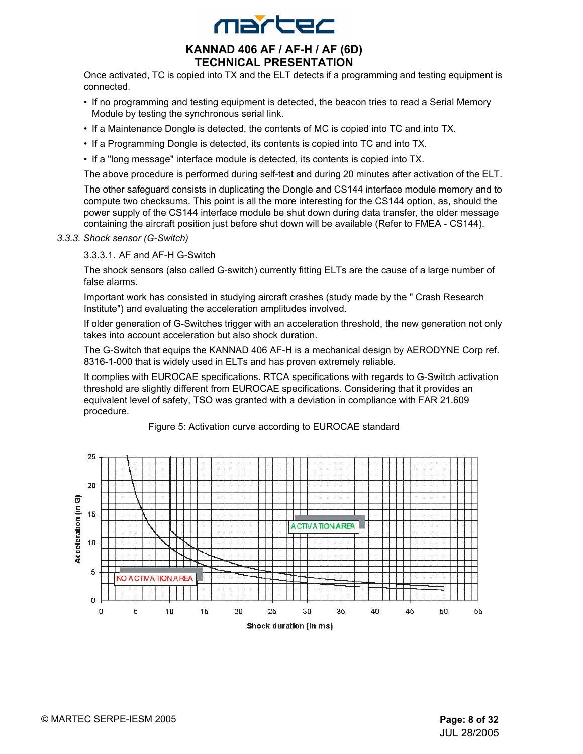Once activated, TC is copied into TX and the ELT detects if a programming and testing equipment is connected.

- If no programming and testing equipment is detected, the beacon tries to read a Serial Memory Module by testing the synchronous serial link.
- If a Maintenance Dongle is detected, the contents of MC is copied into TC and into TX.
- If a Programming Dongle is detected, its contents is copied into TC and into TX.
- If a "long message" interface module is detected, its contents is copied into TX.

The above procedure is performed during self-test and during 20 minutes after activation of the ELT.

The other safeguard consists in duplicating the Dongle and CS144 interface module memory and to compute two checksums. This point is all the more interesting for the CS144 option, as, should the power supply of the CS144 interface module be shut down during data transfer, the older message containing the aircraft position just before shut down will be available (Refer to FMEA - CS144).

### *3.3.3. Shock sensor (G-Switch)*

#### 3.3.3.1. AF and AF-H G-Switch

The shock sensors (also called G-switch) currently fitting ELTs are the cause of a large number of false alarms.

Important work has consisted in studying aircraft crashes (study made by the " Crash Research Institute") and evaluating the acceleration amplitudes involved.

If older generation of G-Switches trigger with an acceleration threshold, the new generation not only takes into account acceleration but also shock duration.

The G-Switch that equips the KANNAD 406 AF-H is a mechanical design by AERODYNE Corp ref. 8316-1-000 that is widely used in ELTs and has proven extremely reliable.

It complies with EUROCAE specifications. RTCA specifications with regards to G-Switch activation threshold are slightly different from EUROCAE specifications. Considering that it provides an equivalent level of safety, TSO was granted with a deviation in compliance with FAR 21.609 procedure.

Figure 5: Activation curve according to EUROCAE standard

Acceleration (in G) vs. Shock duration (in ms): NO ACTIVATION AREA / ACTIVATION AREA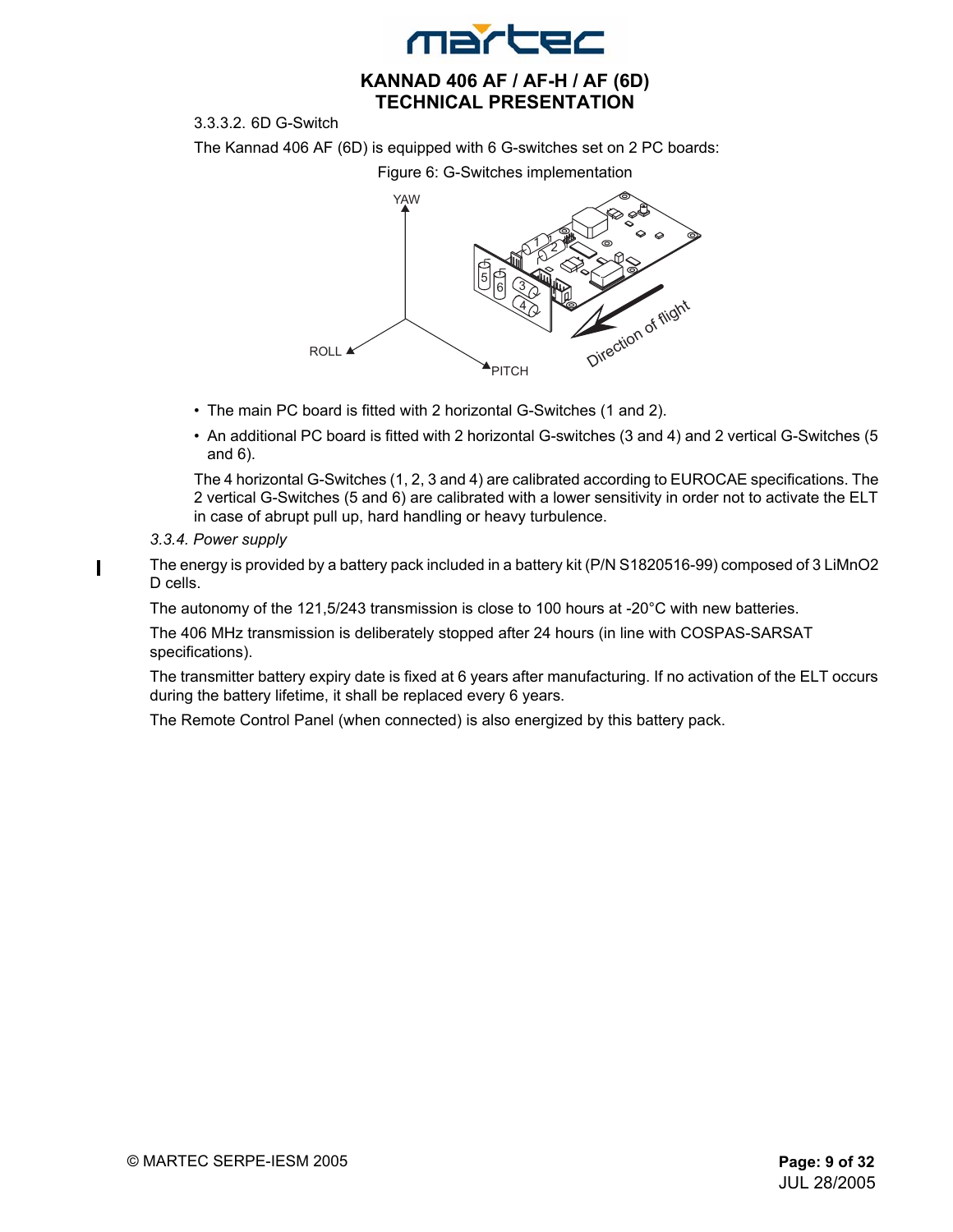3.3.3.2. 6D G-Switch

The Kannad 406 AF (6D) is equipped with 6 G-switches set on 2 PC boards:

Figure 6: G-Switches implementation

- The main PC board is fitted with 2 horizontal G-Switches (1 and 2).
- An additional PC board is fitted with 2 horizontal G-switches (3 and 4) and 2 vertical G-Switches (5 and 6).

The 4 horizontal G-Switches (1, 2, 3 and 4) are calibrated according to EUROCAE specifications. The 2 vertical G-Switches (5 and 6) are calibrated with a lower sensitivity in order not to activate the ELT in case of abrupt pull up, hard handling or heavy turbulence.

*3.3.4. Power supply*

The energy is provided by a battery pack included in a battery kit (P/N S1820516-99) composed of 3 $LiMnO_2$ D cells.

The autonomy of the 121,5/243 transmission is close to 100 hours at -20°C with new batteries.

The 406 MHz transmission is deliberately stopped after 24 hours (in line with COSPAS-SARSAT specifications).

The transmitter battery expiry date is fixed at 6 years after manufacturing. If no activation of the ELT occurs during the battery lifetime, it shall be replaced every 6 years.

The Remote Control Panel (when connected) is also energized by this battery pack.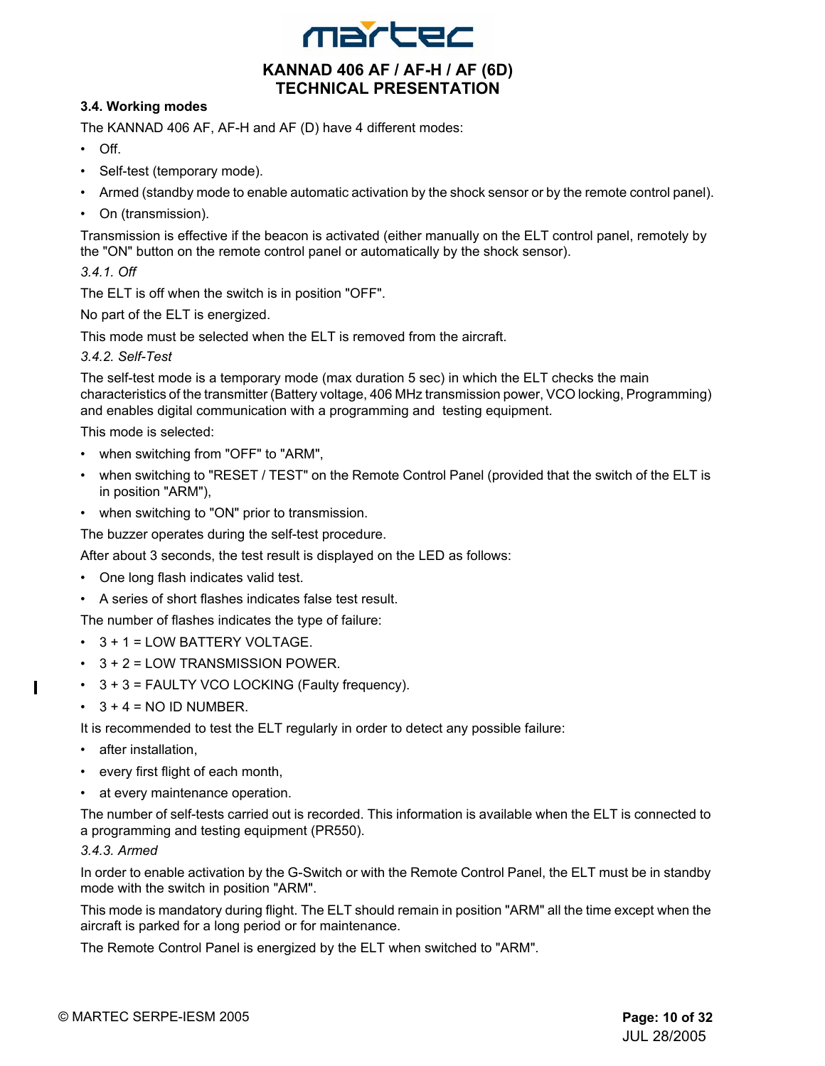### 3.4. Working modes

The KANNAD 406 AF, AF-H and AF (D) have 4 different modes:

- Off.
- Self-test (temporary mode).
- Armed (standby mode to enable automatic activation by the shock sensor or by the remote control panel).
- On (transmission).

Transmission is effective if the beacon is activated (either manually on the ELT control panel, remotely by the "ON" button on the remote control panel or automatically by the shock sensor).

*3.4.1. Off*

The ELT is off when the switch is in position "OFF".

No part of the ELT is energized.

This mode must be selected when the ELT is removed from the aircraft.

*3.4.2. Self-Test*

The self-test mode is a temporary mode (max duration 5 sec) in which the ELT checks the main characteristics of the transmitter (Battery voltage, 406 MHz transmission power, VCO locking, Programming) and enables digital communication with a programming and testing equipment.

This mode is selected:

- when switching from "OFF" to "ARM",
- when switching to "RESET / TEST" on the Remote Control Panel (provided that the switch of the ELT is in position "ARM"),
- when switching to "ON" prior to transmission.

The buzzer operates during the self-test procedure.

After about 3 seconds, the test result is displayed on the LED as follows:

- One long flash indicates valid test.
- A series of short flashes indicates false test result.

The number of flashes indicates the type of failure:

- 3 + 1 = LOW BATTERY VOLTAGE.
- 3 + 2 = LOW TRANSMISSION POWER.
- 3 + 3 = FAULTY VCO LOCKING (Faulty frequency).
- 3 + 4 = NO ID NUMBER.

It is recommended to test the ELT regularly in order to detect any possible failure:

- after installation,
- every first flight of each month,
- at every maintenance operation.

The number of self-tests carried out is recorded. This information is available when the ELT is connected to a programming and testing equipment (PR550).

*3.4.3. Armed*

In order to enable activation by the G-Switch or with the Remote Control Panel, the ELT must be in standby mode with the switch in position "ARM".

This mode is mandatory during flight. The ELT should remain in position "ARM" all the time except when the aircraft is parked for a long period or for maintenance.

The Remote Control Panel is energized by the ELT when switched to "ARM".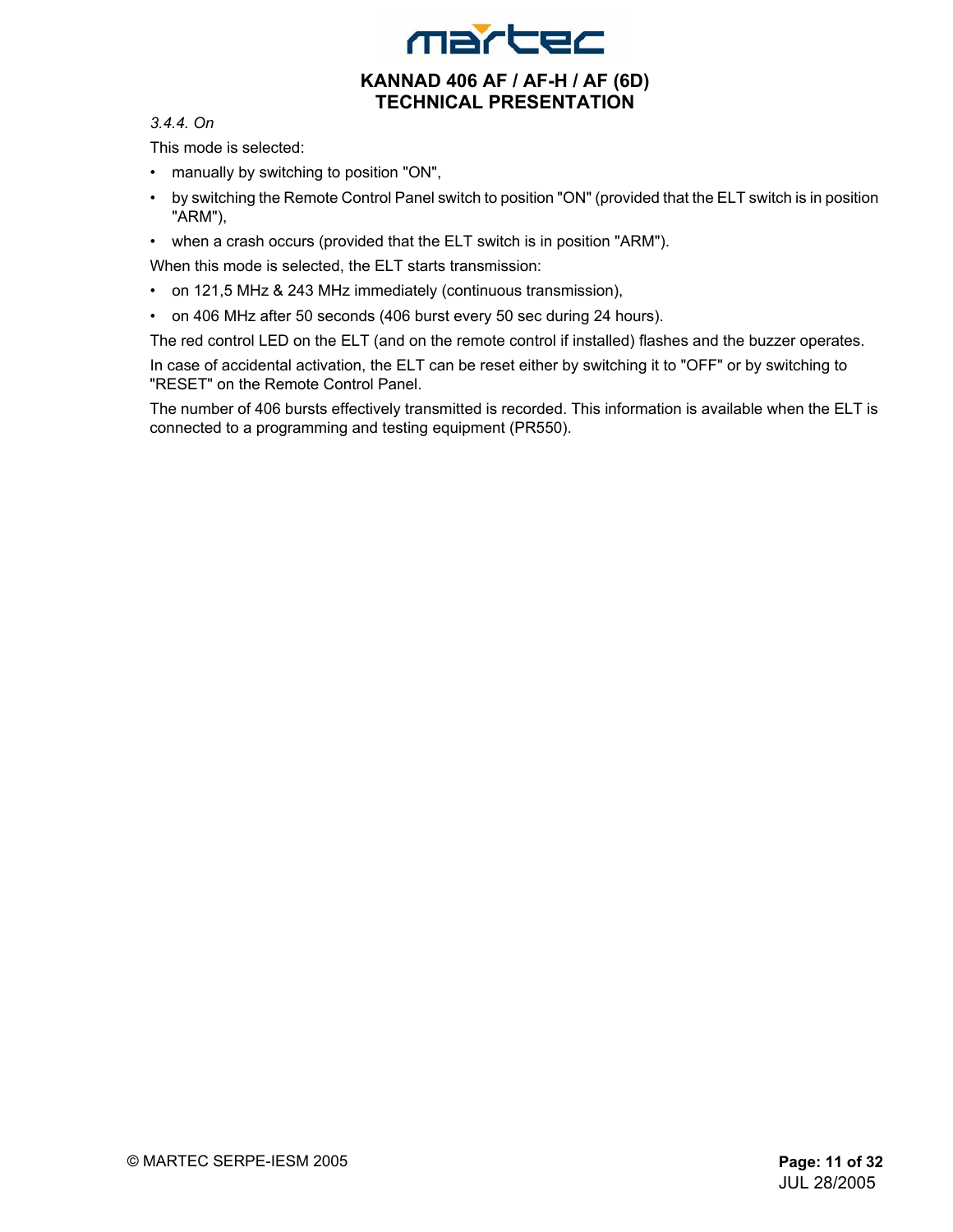#### *3.4.4. On*

This mode is selected:

- manually by switching to position "ON",
- by switching the Remote Control Panel switch to position "ON" (provided that the ELT switch is in position "ARM"),
- when a crash occurs (provided that the ELT switch is in position "ARM").

When this mode is selected, the ELT starts transmission:

- on 121,5 MHz & 243 MHz immediately (continuous transmission),
- on 406 MHz after 50 seconds (406 burst every 50 sec during 24 hours).

The red control LED on the ELT (and on the remote control if installed) flashes and the buzzer operates.

In case of accidental activation, the ELT can be reset either by switching it to "OFF" or by switching to "RESET" on the Remote Control Panel.

The number of 406 bursts effectively transmitted is recorded. This information is available when the ELT is connected to a programming and testing equipment (PR550).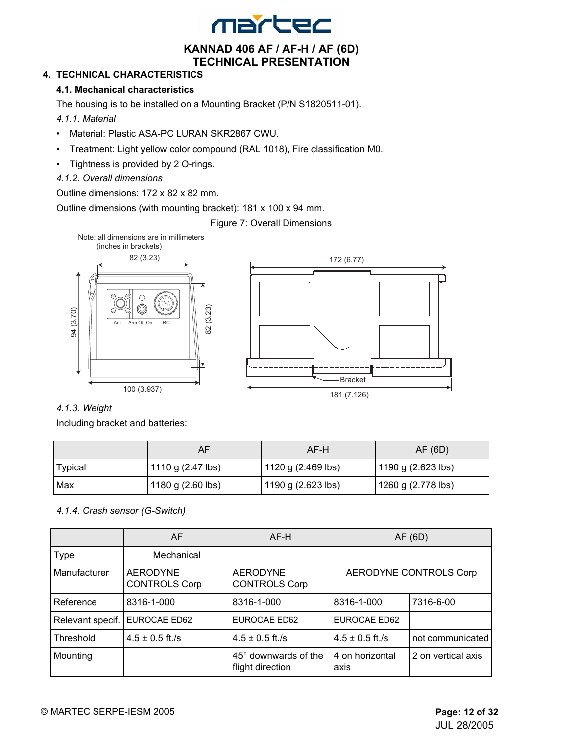# 4. TECHNICAL CHARACTERISTICS

## 4.1. Mechanical characteristics

The housing is to be installed on a Mounting Bracket (P/N S1820511-01).

*4.1.1. Material*

- Material: Plastic ASA-PC LURAN SKR2867 CWU.
- Treatment: Light yellow color compound (RAL 1018), Fire classification M0.
- Tightness is provided by 2 O-rings.

*4.1.2. Overall dimensions*

Outline dimensions: 172 x 82 x 82 mm.

Outline dimensions (with mounting bracket): 181 x 100 x 94 mm.

Figure 7: Overall Dimensions

Note: all dimensions are in millimeters (inches in brackets)

82 (3.23)

94 (3.70)

82 (3.23)

100 (3.937)

Ant Arm Off On RC

172 (6.77)

Bracket

181 (7.126)

*4.1.3. Weight*

Including bracket and batteries:

| | AF | AF-H | AF (6D) |
|---|---|---|---|
| Typical | 1110 g (2.47 lbs) | 1120 g (2.469 lbs) | 1190 g (2.623 lbs) |
| Max | 1180 g (2.60 lbs) | 1190 g (2.623 lbs) | 1260 g (2.778 lbs) |

*4.1.4. Crash sensor (G-Switch)*

| | AF | AF-H | AF (6D) | |
|---|---|---|---|---|
| Type | Mechanical | | | |
| Manufacturer | AERODYNE CONTROLS Corp | AERODYNE CONTROLS Corp | AERODYNE CONTROLS Corp | |
| Reference | 8316-1-000 | 8316-1-000 | 8316-1-000 | 7316-6-00 |
| Relevant specif. | EUROCAE ED62 | EUROCAE ED62 | EUROCAE ED62 | |
| Threshold | 4.5 ± 0.5 ft./s | 4.5 ± 0.5 ft./s | 4.5 ± 0.5 ft./s | not communicated |
| Mounting | | 45° downwards of the flight direction | 4 on horizontal axis | 2 on vertical axis |

© MARTEC SERPE-IESM 2005

JUL 28/2005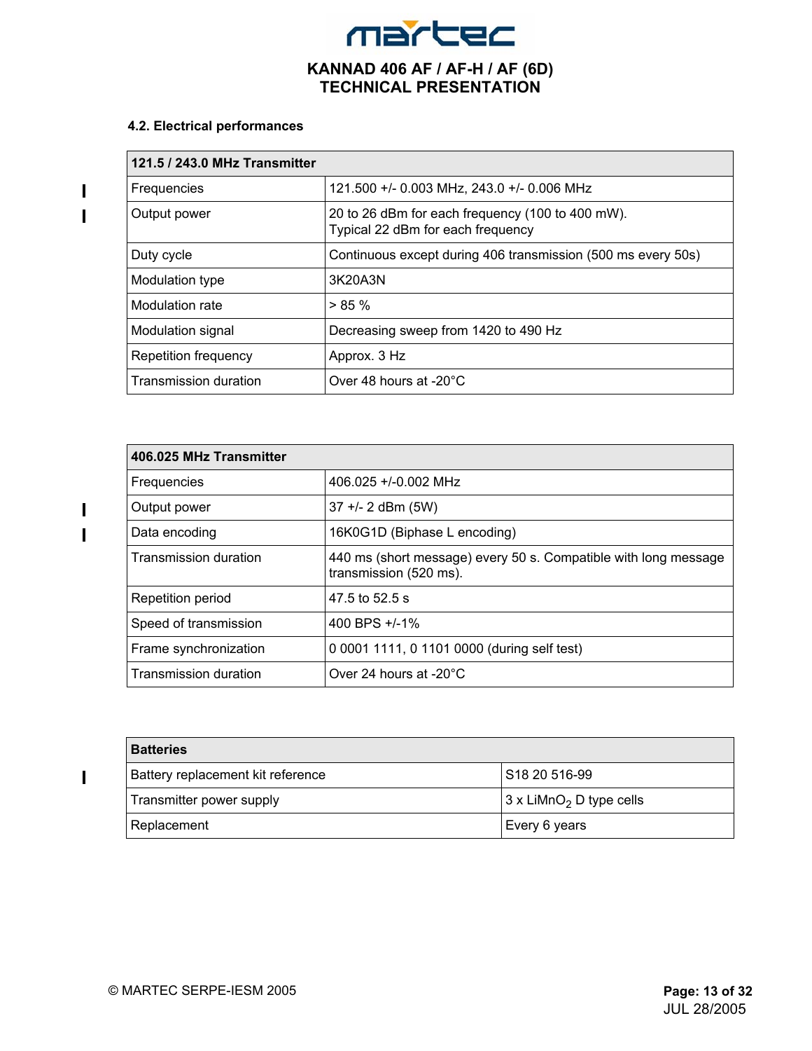### 4.2. Electrical performances

| 121.5 / 243.0 MHz Transmitter | |
|---|---|
| Frequencies | 121.500 +/- 0.003 MHz, 243.0 +/- 0.006 MHz |
| Output power | 20 to 26 dBm for each frequency (100 to 400 mW).<br>Typical 22 dBm for each frequency |
| Duty cycle | Continuous except during 406 transmission (500 ms every 50s) |
| Modulation type | 3K20A3N |
| Modulation rate | > 85 % |
| Modulation signal | Decreasing sweep from 1420 to 490 Hz |
| Repetition frequency | Approx. 3 Hz |
| Transmission duration | Over 48 hours at -20°C |

| 406.025 MHz Transmitter | |
|---|---|
| Frequencies | 406.025 +/-0.002 MHz |
| Output power | 37 +/- 2 dBm (5W) |
| Data encoding | 16K0G1D (Biphase L encoding) |
| Transmission duration | 440 ms (short message) every 50 s. Compatible with long message transmission (520 ms). |
| Repetition period | 47.5 to 52.5 s |
| Speed of transmission | 400 BPS +/-1% |
| Frame synchronization | 0 0001 1111, 0 1101 0000 (during self test) |
| Transmission duration | Over 24 hours at -20°C |

| Batteries | |
|---|---|
| Battery replacement kit reference | S18 20 516-99 |
| Transmitter power supply | 3 x $LiMnO_2$ D type cells |
| Replacement | Every 6 years |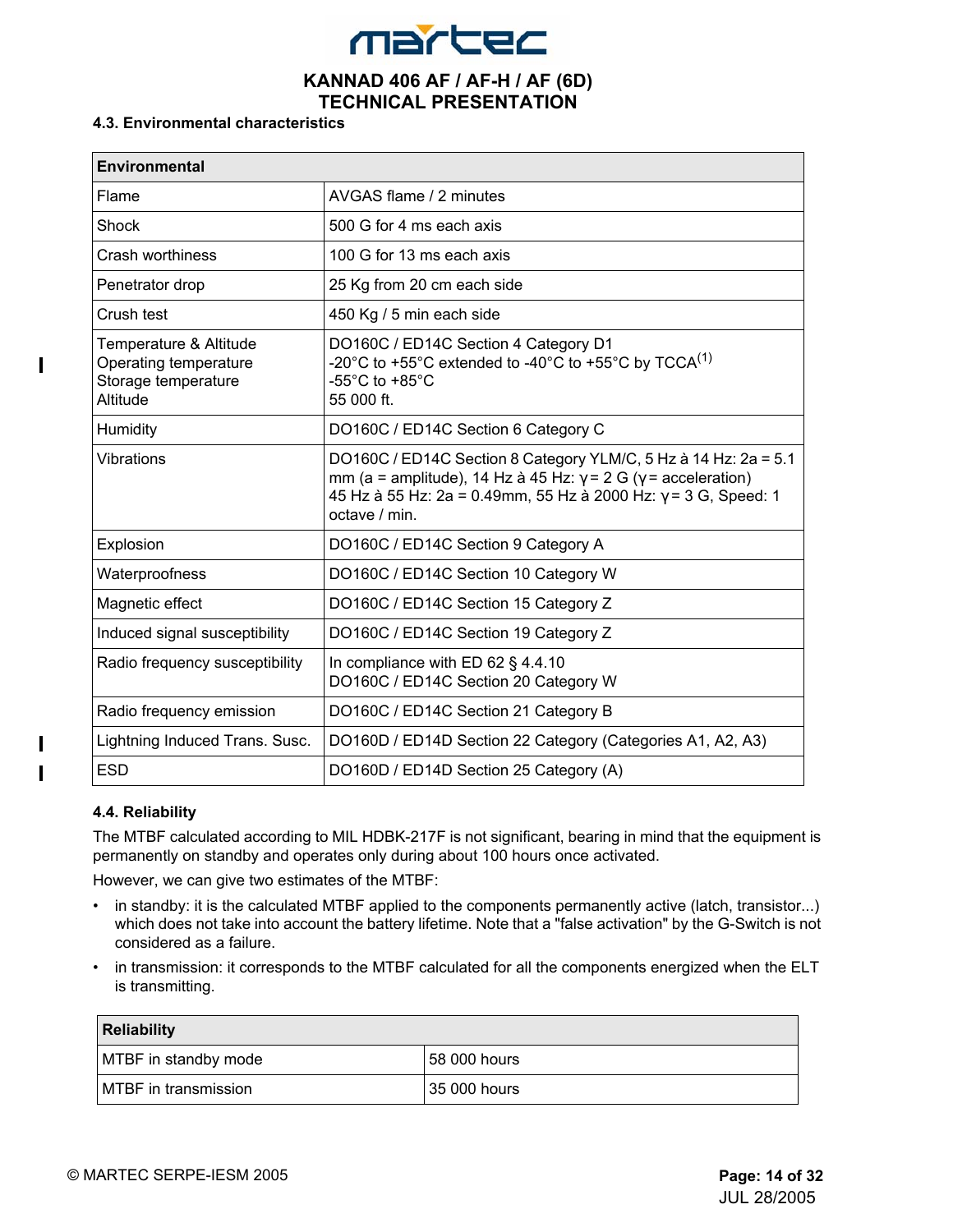### 4.3. Environmental characteristics

| Environmental | |
|---|---|
| Flame | AVGAS flame / 2 minutes |
| Shock | 500 G for 4 ms each axis |
| Crash worthiness | 100 G for 13 ms each axis |
| Penetrator drop | 25 Kg from 20 cm each side |
| Crush test | 450 Kg / 5 min each side |
| Temperature & Altitude<br>Operating temperature<br>Storage temperature<br>Altitude | DO160C / ED14C Section 4 Category D1<br>-20°C to +55°C extended to -40°C to +55°C by TCCA(1)<br>-55°C to +85°C<br>55 000 ft. |
| Humidity | DO160C / ED14C Section 6 Category C |
| Vibrations | DO160C / ED14C Section 8 Category YLM/C, 5 Hz à 14 Hz: 2a = 5.1 mm (a = amplitude), 14 Hz à 45 Hz: $\gamma$ = 2 G ($\gamma$ = acceleration) 45 Hz à 55 Hz: 2a = 0.49mm, 55 Hz à 2000 Hz: $\gamma$ = 3 G, Speed: 1 octave / min. |
| Explosion | DO160C / ED14C Section 9 Category A |
| Waterproofness | DO160C / ED14C Section 10 Category W |
| Magnetic effect | DO160C / ED14C Section 15 Category Z |
| Induced signal susceptibility | DO160C / ED14C Section 19 Category Z |
| Radio frequency susceptibility | In compliance with ED 62 § 4.4.10<br>DO160C / ED14C Section 20 Category W |
| Radio frequency emission | DO160C / ED14C Section 21 Category B |
| Lightning Induced Trans. Susc. | DO160D / ED14D Section 22 Category (Categories A1, A2, A3) |
| ESD | DO160D / ED14D Section 25 Category (A) |

### 4.4. Reliability

The MTBF calculated according to MIL HDBK-217F is not significant, bearing in mind that the equipment is permanently on standby and operates only during about 100 hours once activated.

However, we can give two estimates of the MTBF:

- in standby: it is the calculated MTBF applied to the components permanently active (latch, transistor...) which does not take into account the battery lifetime. Note that a "false activation" by the G-Switch is not considered as a failure.
- in transmission: it corresponds to the MTBF calculated for all the components energized when the ELT is transmitting.

| Reliability | |
|---|---|
| MTBF in standby mode | 58 000 hours |
| MTBF in transmission | 35 000 hours |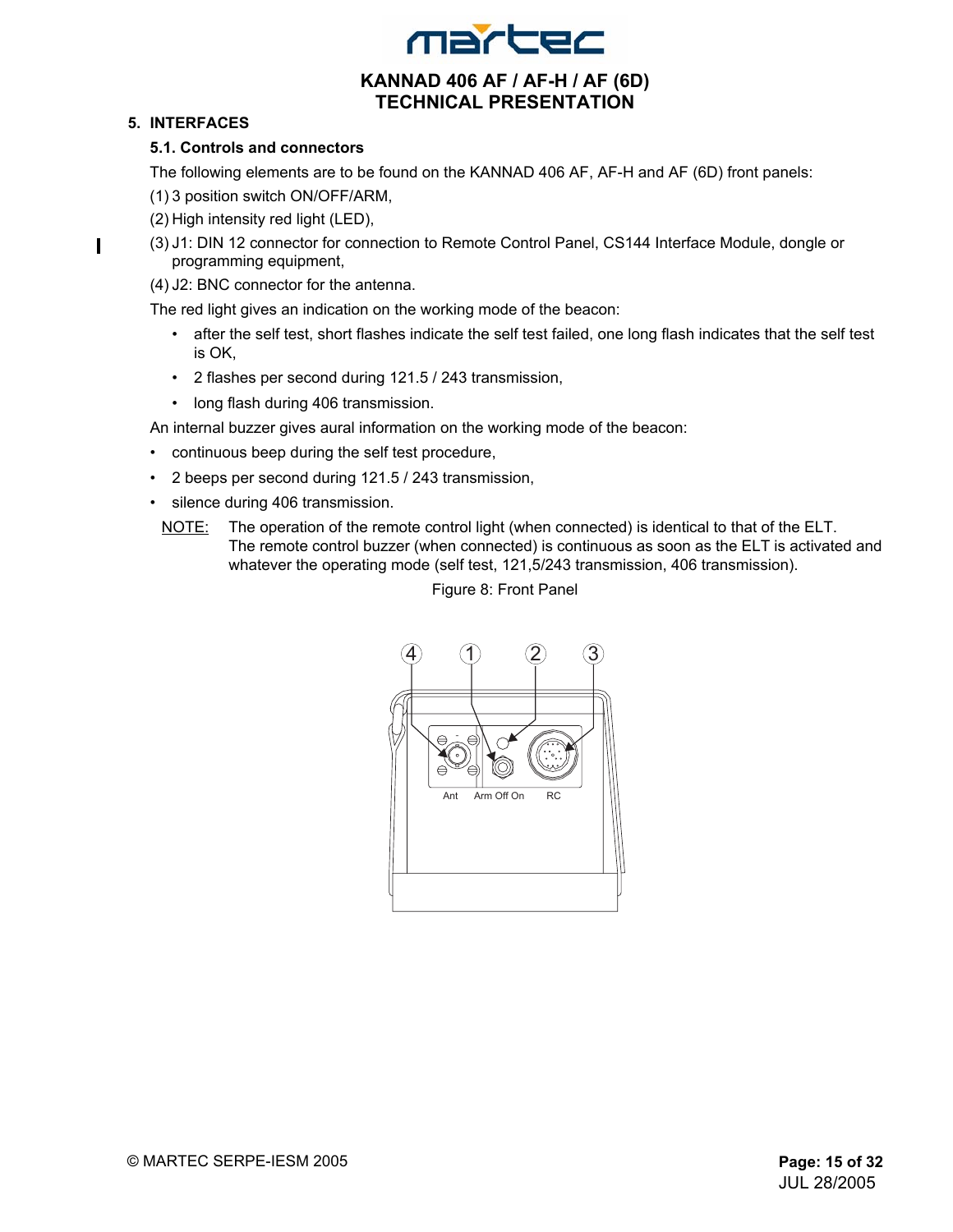## 5. INTERFACES

### 5.1. Controls and connectors

The following elements are to be found on the KANNAD 406 AF, AF-H and AF (6D) front panels:

(1) 3 position switch ON/OFF/ARM,

(2) High intensity red light (LED),

(3) J1: DIN 12 connector for connection to Remote Control Panel, CS144 Interface Module, dongle or programming equipment,

(4) J2: BNC connector for the antenna.

The red light gives an indication on the working mode of the beacon:

- after the self test, short flashes indicate the self test failed, one long flash indicates that the self test is OK,
- 2 flashes per second during 121.5 / 243 transmission,
- long flash during 406 transmission.

An internal buzzer gives aural information on the working mode of the beacon:

- continuous beep during the self test procedure,
- 2 beeps per second during 121.5 / 243 transmission,
- silence during 406 transmission.

NOTE: The operation of the remote control light (when connected) is identical to that of the ELT. The remote control buzzer (when connected) is continuous as soon as the ELT is activated and whatever the operating mode (self test, 121,5/243 transmission, 406 transmission).

Figure 8: Front Panel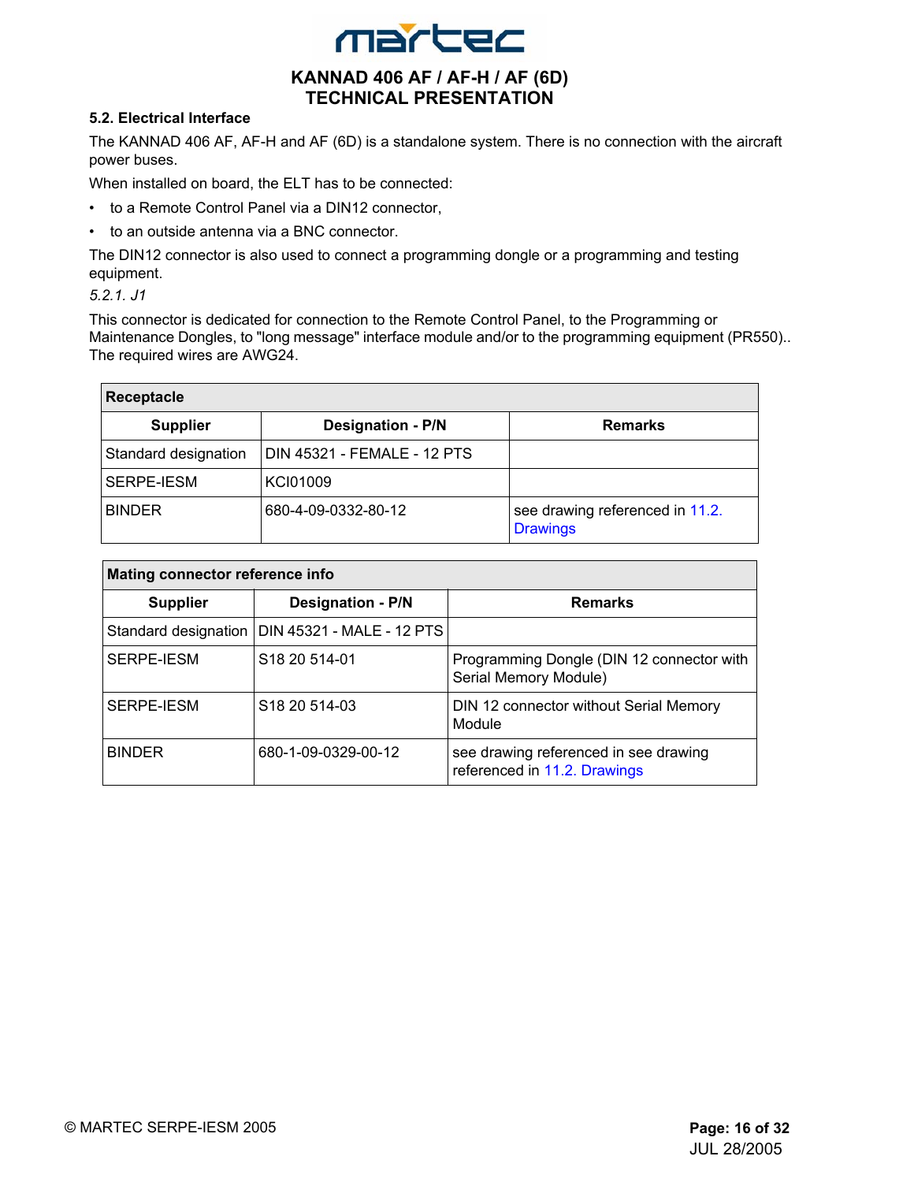### 5.2. Electrical Interface

The KANNAD 406 AF, AF-H and AF (6D) is a standalone system. There is no connection with the aircraft power buses.

When installed on board, the ELT has to be connected:

- to a Remote Control Panel via a DIN12 connector,
- to an outside antenna via a BNC connector.

The DIN12 connector is also used to connect a programming dongle or a programming and testing equipment.

*5.2.1. J1*

This connector is dedicated for connection to the Remote Control Panel, to the Programming or Maintenance Dongles, to "long message" interface module and/or to the programming equipment (PR550).. The required wires are AWG24.

| **Receptacle** | | |
|---|---|---|
| **Supplier** | **Designation - P/N** | **Remarks** |
| Standard designation | DIN 45321 - FEMALE - 12 PTS | |
| SERPE-IESM | KCI01009 | |
| BINDER | 680-4-09-0332-80-12 | see drawing referenced in 11.2. Drawings |

| **Mating connector reference info** | | |
|---|---|---|
| **Supplier** | **Designation - P/N** | **Remarks** |
| Standard designation | DIN 45321 - MALE - 12 PTS | |
| SERPE-IESM | S18 20 514-01 | Programming Dongle (DIN 12 connector with Serial Memory Module) |
| SERPE-IESM | S18 20 514-03 | DIN 12 connector without Serial Memory Module |
| BINDER | 680-1-09-0329-00-12 | see drawing referenced in see drawing referenced in 11.2. Drawings |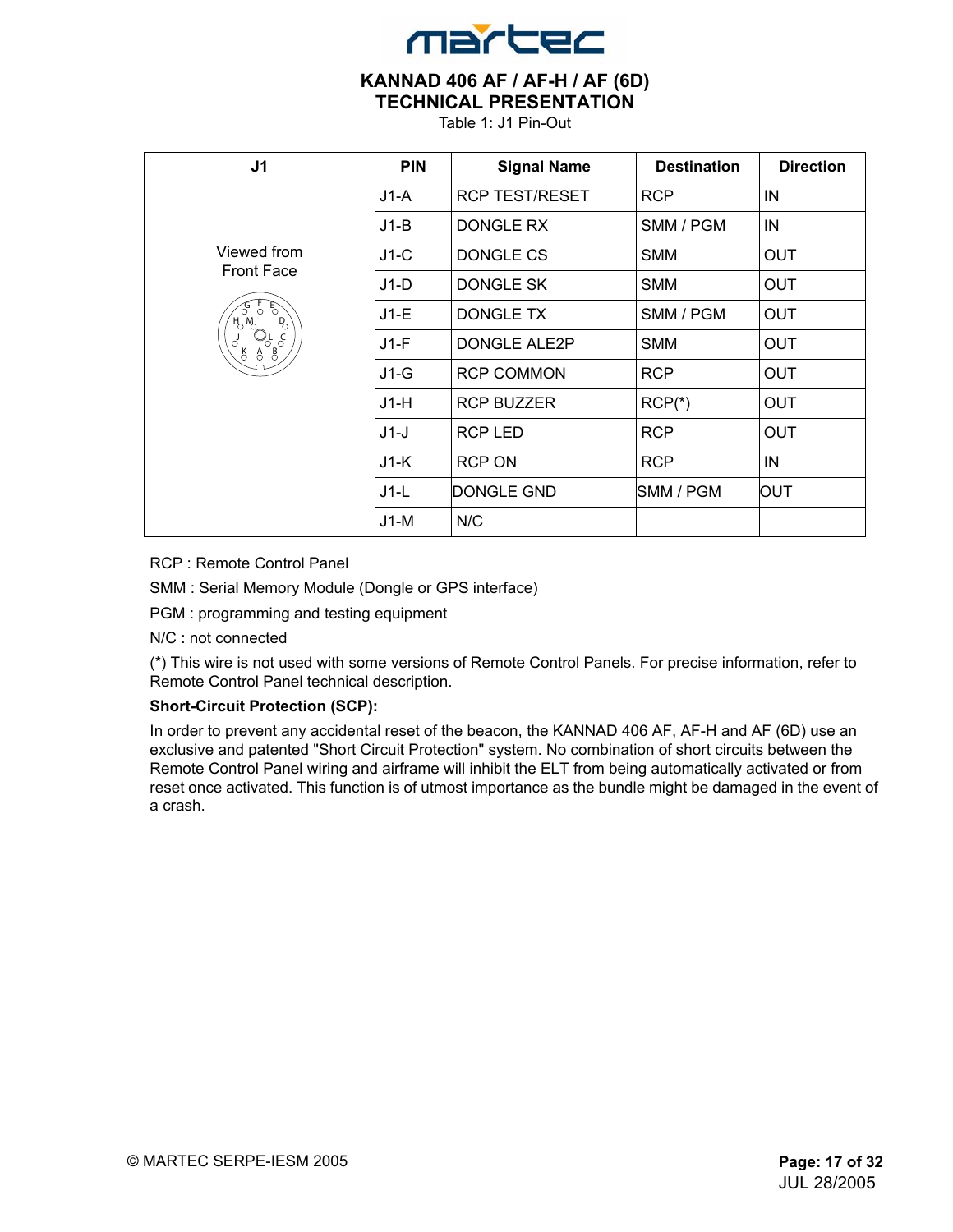# KANNAD 406 AF / AF-H / AF (6D)
## TECHNICAL PRESENTATION

Table 1: J1 Pin-Out

| J1 | PIN | Signal Name | Destination | Direction |
|---|---|---|---|---|
| Viewed from Front Face | J1-A | RCP TEST/RESET | RCP | IN |
| | J1-B | DONGLE RX | SMM / PGM | IN |
| | J1-C | DONGLE CS | SMM | OUT |
| | J1-D | DONGLE SK | SMM | OUT |
| | J1-E | DONGLE TX | SMM / PGM | OUT |
| | J1-F | DONGLE ALE2P | SMM | OUT |
| | J1-G | RCP COMMON | RCP | OUT |
| | J1-H | RCP BUZZER | RCP(*) | OUT |
| | J1-J | RCP LED | RCP | OUT |
| | J1-K | RCP ON | RCP | IN |
| | J1-L | DONGLE GND | SMM / PGM | OUT |
| | J1-M | N/C | | |

RCP : Remote Control Panel

SMM : Serial Memory Module (Dongle or GPS interface)

PGM : programming and testing equipment

N/C : not connected

(*) This wire is not used with some versions of Remote Control Panels. For precise information, refer to Remote Control Panel technical description.

**Short-Circuit Protection (SCP):**

In order to prevent any accidental reset of the beacon, the KANNAD 406 AF, AF-H and AF (6D) use an exclusive and patented "Short Circuit Protection" system. No combination of short circuits between the Remote Control Panel wiring and airframe will inhibit the ELT from being automatically activated or from reset once activated. This function is of utmost importance as the bundle might be damaged in the event of a crash.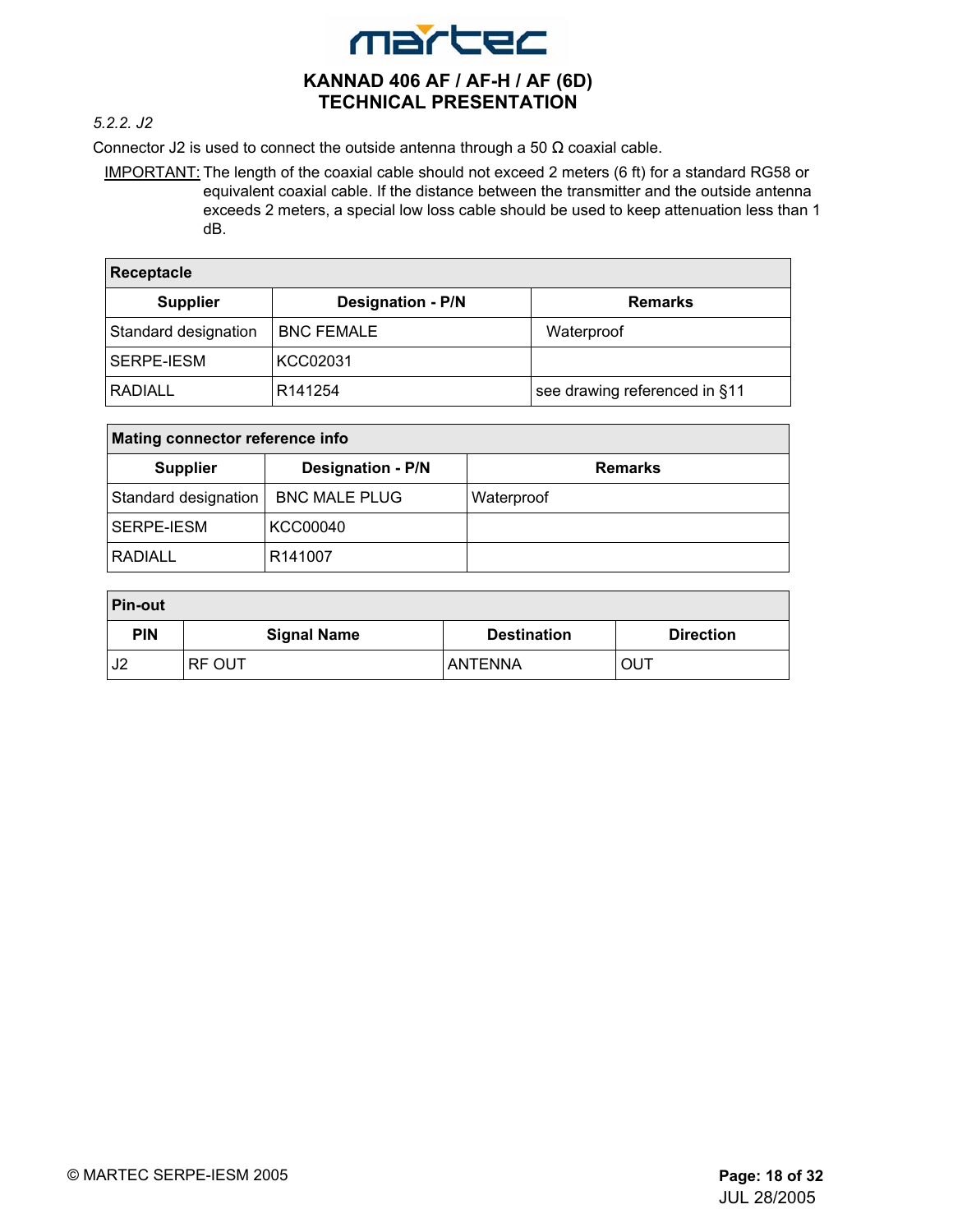*5.2.2. J2*

Connector J2 is used to connect the outside antenna through a 50 Ω coaxial cable.

<u>IMPORTANT:</u> The length of the coaxial cable should not exceed 2 meters (6 ft) for a standard RG58 or equivalent coaxial cable. If the distance between the transmitter and the outside antenna exceeds 2 meters, a special low loss cable should be used to keep attenuation less than 1 dB.

| **Receptacle** | | |
|---|---|---|
| **Supplier** | **Designation - P/N** | **Remarks** |
| Standard designation | BNC FEMALE | Waterproof |
| SERPE-IESM | KCC02031 | |
| RADIALL | R141254 | see drawing referenced in §11 |

| **Mating connector reference info** | | |
|---|---|---|
| **Supplier** | **Designation - P/N** | **Remarks** |
| Standard designation | BNC MALE PLUG | Waterproof |
| SERPE-IESM | KCC00040 | |
| RADIALL | R141007 | |

| **Pin-out** | | | |
|---|---|---|---|
| **PIN** | **Signal Name** | **Destination** | **Direction** |
| J2 | RF OUT | ANTENNA | OUT |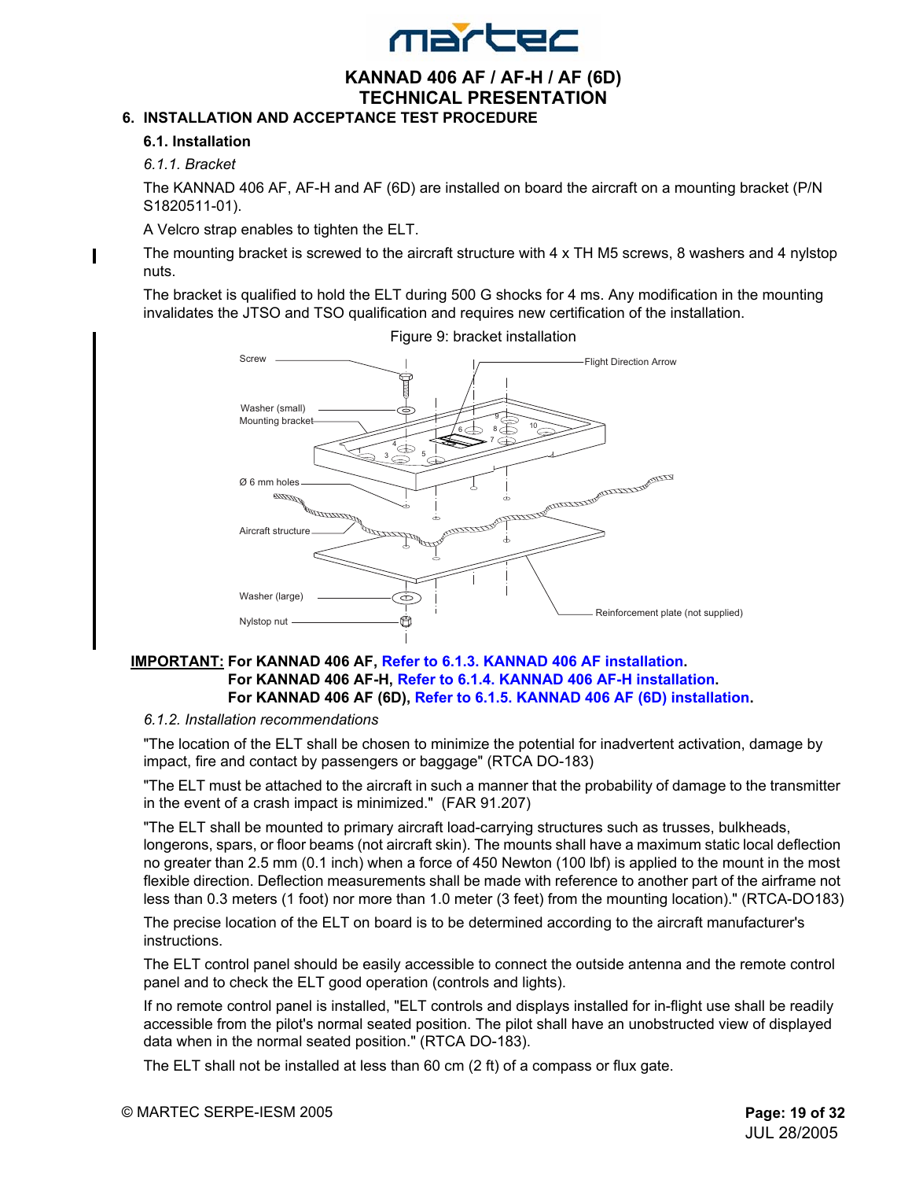## 6. INSTALLATION AND ACCEPTANCE TEST PROCEDURE

### 6.1. Installation

*6.1.1. Bracket*

The KANNAD 406 AF, AF-H and AF (6D) are installed on board the aircraft on a mounting bracket (P/N S1820511-01).

A Velcro strap enables to tighten the ELT.

The mounting bracket is screwed to the aircraft structure with 4 x TH M5 screws, 8 washers and 4 nylstop nuts.

The bracket is qualified to hold the ELT during 500 G shocks for 4 ms. Any modification in the mounting invalidates the JTSO and TSO qualification and requires new certification of the installation.

Figure 9: bracket installation

**IMPORTANT:** **For KANNAD 406 AF, Refer to 6.1.3. KANNAD 406 AF installation.**
**For KANNAD 406 AF-H, Refer to 6.1.4. KANNAD 406 AF-H installation.**
**For KANNAD 406 AF (6D), Refer to 6.1.5. KANNAD 406 AF (6D) installation.**

*6.1.2. Installation recommendations*

"The location of the ELT shall be chosen to minimize the potential for inadvertent activation, damage by impact, fire and contact by passengers or baggage" (RTCA DO-183)

"The ELT must be attached to the aircraft in such a manner that the probability of damage to the transmitter in the event of a crash impact is minimized." (FAR 91.207)

"The ELT shall be mounted to primary aircraft load-carrying structures such as trusses, bulkheads, longerons, spars, or floor beams (not aircraft skin). The mounts shall have a maximum static local deflection no greater than 2.5 mm (0.1 inch) when a force of 450 Newton (100 lbf) is applied to the mount in the most flexible direction. Deflection measurements shall be made with reference to another part of the airframe not less than 0.3 meters (1 foot) nor more than 1.0 meter (3 feet) from the mounting location)." (RTCA-DO183)

The precise location of the ELT on board is to be determined according to the aircraft manufacturer's instructions.

The ELT control panel should be easily accessible to connect the outside antenna and the remote control panel and to check the ELT good operation (controls and lights).

If no remote control panel is installed, "ELT controls and displays installed for in-flight use shall be readily accessible from the pilot's normal seated position. The pilot shall have an unobstructed view of displayed data when in the normal seated position." (RTCA DO-183).

The ELT shall not be installed at less than 60 cm (2 ft) of a compass or flux gate.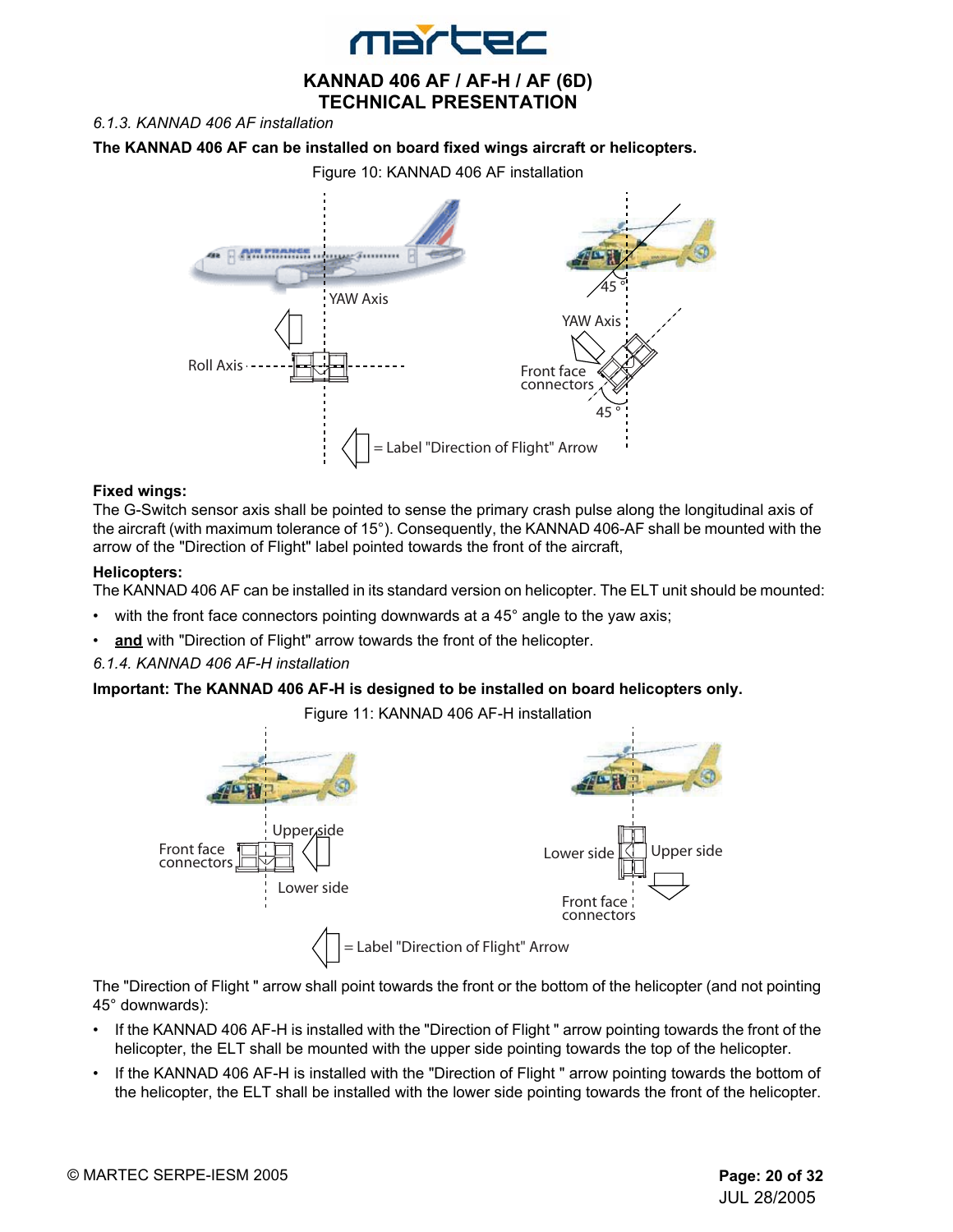### 6.1.3. KANNAD 406 AF installation

**The KANNAD 406 AF can be installed on board fixed wings aircraft or helicopters.**

Figure 10: KANNAD 406 AF installation

**Fixed wings:**

The G-Switch sensor axis shall be pointed to sense the primary crash pulse along the longitudinal axis of the aircraft (with maximum tolerance of 15°). Consequently, the KANNAD 406-AF shall be mounted with the arrow of the "Direction of Flight" label pointed towards the front of the aircraft,

**Helicopters:**

The KANNAD 406 AF can be installed in its standard version on helicopter. The ELT unit should be mounted:

- with the front face connectors pointing downwards at a 45° angle to the yaw axis;
- **and** with "Direction of Flight" arrow towards the front of the helicopter.

### 6.1.4. KANNAD 406 AF-H installation

**Important: The KANNAD 406 AF-H is designed to be installed on board helicopters only.**

Figure 11: KANNAD 406 AF-H installation

The "Direction of Flight " arrow shall point towards the front or the bottom of the helicopter (and not pointing 45° downwards):

- If the KANNAD 406 AF-H is installed with the "Direction of Flight " arrow pointing towards the front of the helicopter, the ELT shall be mounted with the upper side pointing towards the top of the helicopter.
- If the KANNAD 406 AF-H is installed with the "Direction of Flight " arrow pointing towards the bottom of the helicopter, the ELT shall be installed with the lower side pointing towards the front of the helicopter.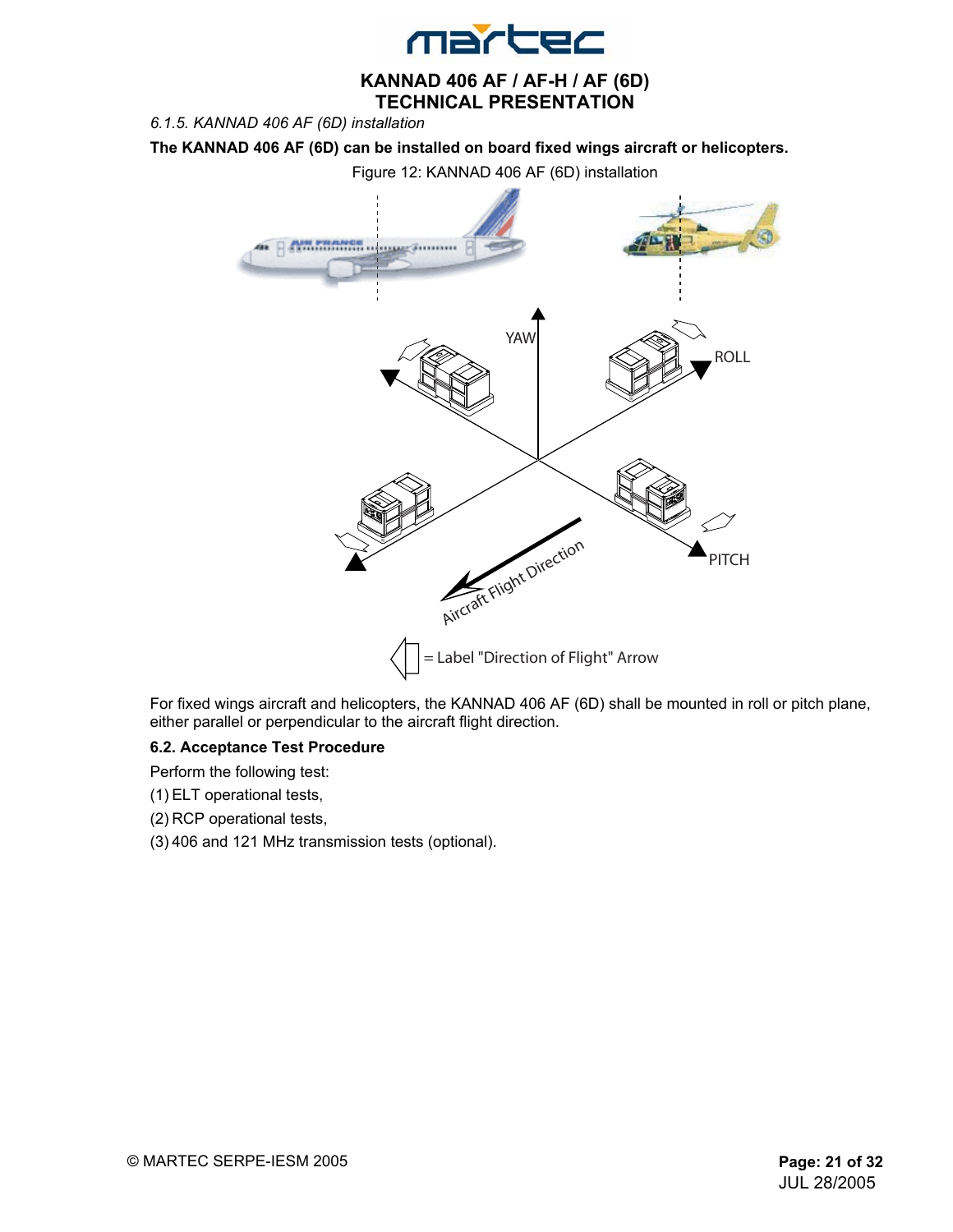*6.1.5. KANNAD 406 AF (6D) installation*

**The KANNAD 406 AF (6D) can be installed on board fixed wings aircraft or helicopters.**

Figure 12: KANNAD 406 AF (6D) installation

For fixed wings aircraft and helicopters, the KANNAD 406 AF (6D) shall be mounted in roll or pitch plane, either parallel or perpendicular to the aircraft flight direction.

### 6.2. Acceptance Test Procedure

Perform the following test:

(1) ELT operational tests,

(2) RCP operational tests,

(3) 406 and 121 MHz transmission tests (optional).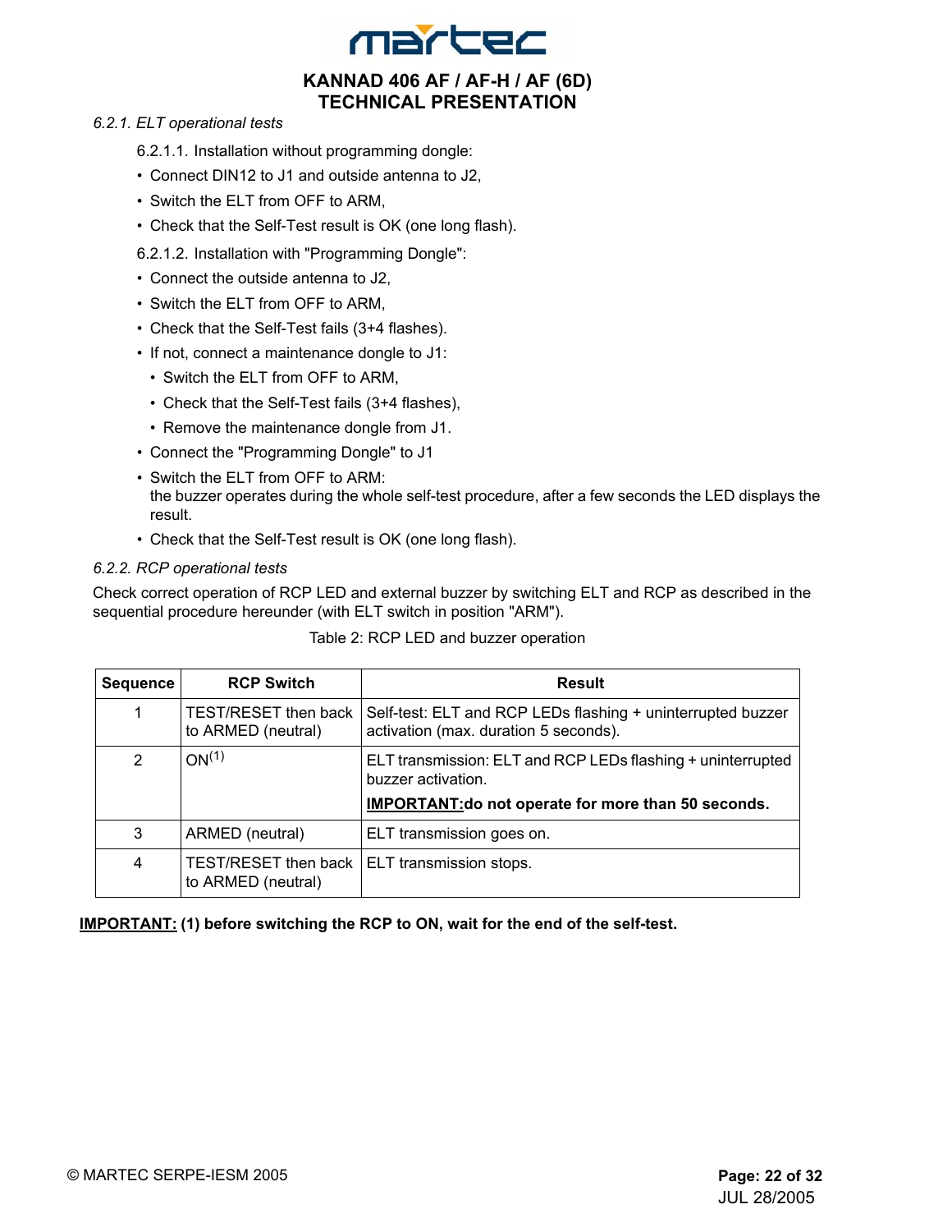*6.2.1. ELT operational tests*

6.2.1.1. Installation without programming dongle:

- Connect DIN12 to J1 and outside antenna to J2,
- Switch the ELT from OFF to ARM,
- Check that the Self-Test result is OK (one long flash).

6.2.1.2. Installation with "Programming Dongle":

- Connect the outside antenna to J2,
- Switch the ELT from OFF to ARM,
- Check that the Self-Test fails (3+4 flashes).
- If not, connect a maintenance dongle to J1:
  - Switch the ELT from OFF to ARM,
  - Check that the Self-Test fails (3+4 flashes),
  - Remove the maintenance dongle from J1.
- Connect the "Programming Dongle" to J1
- Switch the ELT from OFF to ARM:
  the buzzer operates during the whole self-test procedure, after a few seconds the LED displays the result.
- Check that the Self-Test result is OK (one long flash).

*6.2.2. RCP operational tests*

Check correct operation of RCP LED and external buzzer by switching ELT and RCP as described in the sequential procedure hereunder (with ELT switch in position "ARM").

Table 2: RCP LED and buzzer operation

| Sequence | RCP Switch | Result |
|---|---|---|
| 1 | TEST/RESET then back to ARMED (neutral) | Self-test: ELT and RCP LEDs flashing + uninterrupted buzzer activation (max. duration 5 seconds). |
| 2 | ON(1) | ELT transmission: ELT and RCP LEDs flashing + uninterrupted buzzer activation. **IMPORTANT:do not operate for more than 50 seconds.** |
| 3 | ARMED (neutral) | ELT transmission goes on. |
| 4 | TEST/RESET then back to ARMED (neutral) | ELT transmission stops. |

**IMPORTANT: (1) before switching the RCP to ON, wait for the end of the self-test.**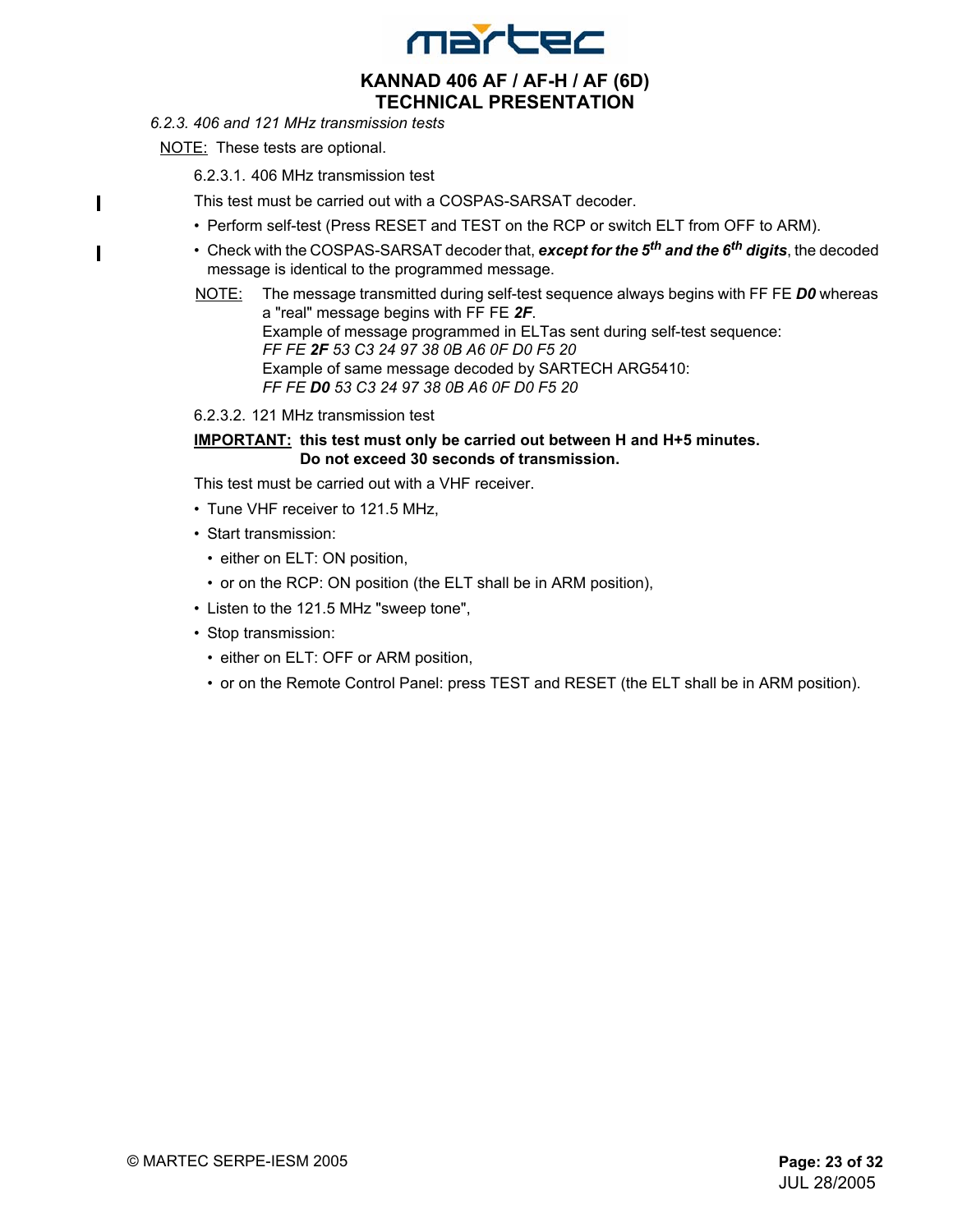*6.2.3. 406 and 121 MHz transmission tests*

NOTE: These tests are optional.

6.2.3.1. 406 MHz transmission test

This test must be carried out with a COSPAS-SARSAT decoder.

- Perform self-test (Press RESET and TEST on the RCP or switch ELT from OFF to ARM).
- Check with the COSPAS-SARSAT decoder that, ***except for the 5th and the 6th digits***, the decoded message is identical to the programmed message.

NOTE: The message transmitted during self-test sequence always begins with FF FE ***D0*** whereas a "real" message begins with FF FE ***2F***.
Example of message programmed in ELTas sent during self-test sequence:
*FF FE **2F** 53 C3 24 97 38 0B A6 0F D0 F5 20*
Example of same message decoded by SARTECH ARG5410:
*FF FE **D0** 53 C3 24 97 38 0B A6 0F D0 F5 20*

6.2.3.2. 121 MHz transmission test

**IMPORTANT: this test must only be carried out between H and H+5 minutes.
Do not exceed 30 seconds of transmission.**

This test must be carried out with a VHF receiver.

- Tune VHF receiver to 121.5 MHz,
- Start transmission:
  - either on ELT: ON position,
  - or on the RCP: ON position (the ELT shall be in ARM position),
- Listen to the 121.5 MHz "sweep tone",
- Stop transmission:
  - either on ELT: OFF or ARM position,
  - or on the Remote Control Panel: press TEST and RESET (the ELT shall be in ARM position).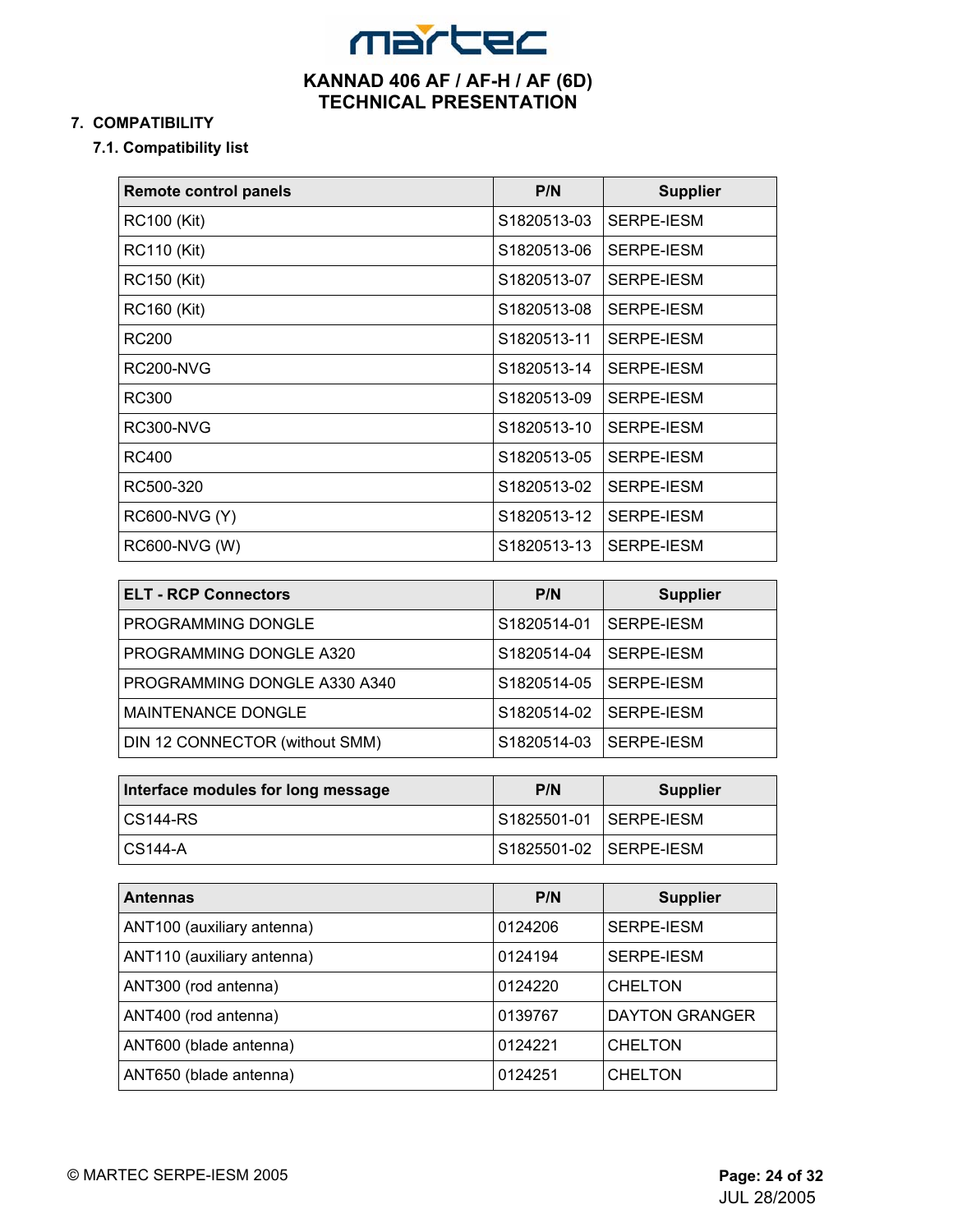## 7. COMPATIBILITY

### 7.1. Compatibility list

| Remote control panels | P/N | Supplier |
|---|---|---|
| RC100 (Kit) | S1820513-03 | SERPE-IESM |
| RC110 (Kit) | S1820513-06 | SERPE-IESM |
| RC150 (Kit) | S1820513-07 | SERPE-IESM |
| RC160 (Kit) | S1820513-08 | SERPE-IESM |
| RC200 | S1820513-11 | SERPE-IESM |
| RC200-NVG | S1820513-14 | SERPE-IESM |
| RC300 | S1820513-09 | SERPE-IESM |
| RC300-NVG | S1820513-10 | SERPE-IESM |
| RC400 | S1820513-05 | SERPE-IESM |
| RC500-320 | S1820513-02 | SERPE-IESM |
| RC600-NVG (Y) | S1820513-12 | SERPE-IESM |
| RC600-NVG (W) | S1820513-13 | SERPE-IESM |

| ELT - RCP Connectors | P/N | Supplier |
|---|---|---|
| PROGRAMMING DONGLE | S1820514-01 | SERPE-IESM |
| PROGRAMMING DONGLE A320 | S1820514-04 | SERPE-IESM |
| PROGRAMMING DONGLE A330 A340 | S1820514-05 | SERPE-IESM |
| MAINTENANCE DONGLE | S1820514-02 | SERPE-IESM |
| DIN 12 CONNECTOR (without SMM) | S1820514-03 | SERPE-IESM |

| Interface modules for long message | P/N | Supplier |
|---|---|---|
| CS144-RS | S1825501-01 | SERPE-IESM |
| CS144-A | S1825501-02 | SERPE-IESM |

| Antennas | P/N | Supplier |
|---|---|---|
| ANT100 (auxiliary antenna) | 0124206 | SERPE-IESM |
| ANT110 (auxiliary antenna) | 0124194 | SERPE-IESM |
| ANT300 (rod antenna) | 0124220 | CHELTON |
| ANT400 (rod antenna) | 0139767 | DAYTON GRANGER |
| ANT600 (blade antenna) | 0124221 | CHELTON |
| ANT650 (blade antenna) | 0124251 | CHELTON |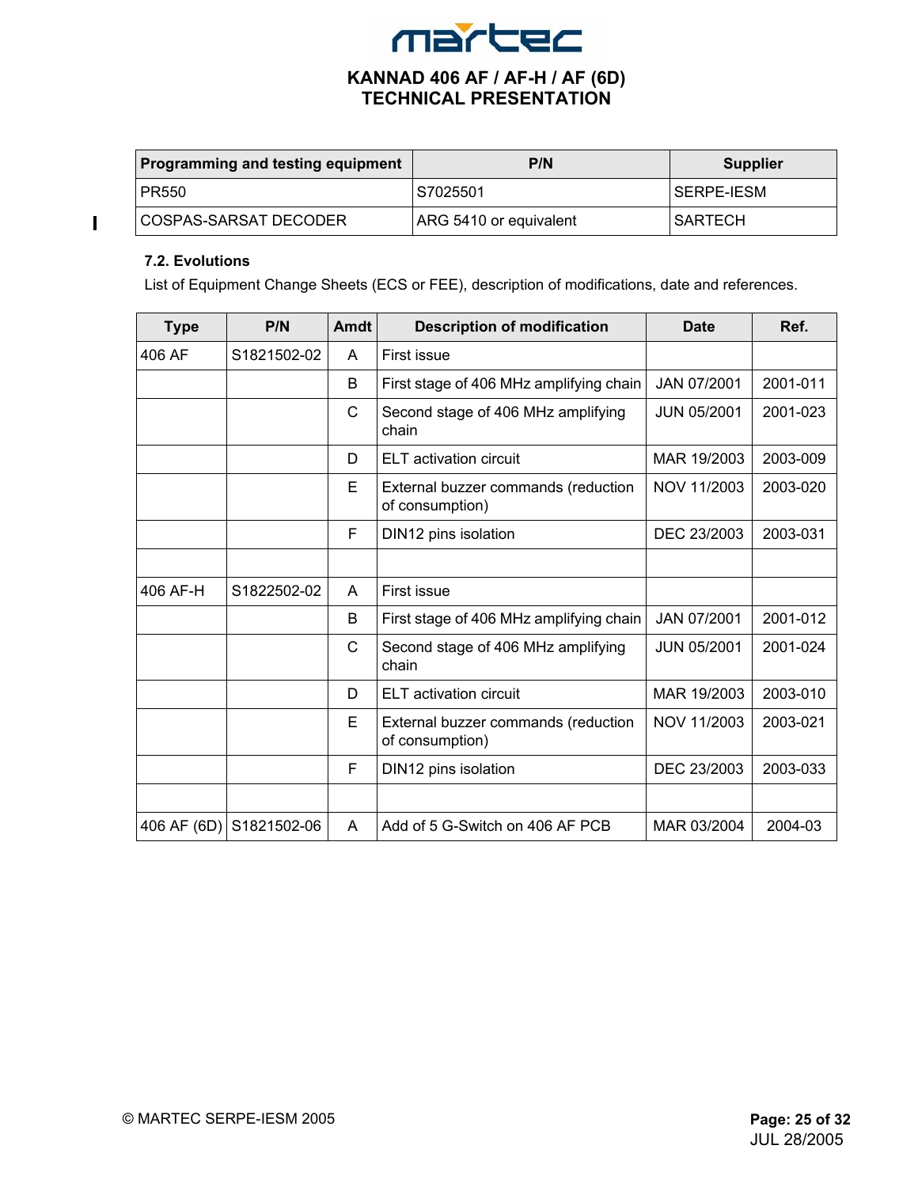| Programming and testing equipment | P/N | Supplier |
|---|---|---|
| PR550 | S7025501 | SERPE-IESM |
| COSPAS-SARSAT DECODER | ARG 5410 or equivalent | SARTECH |

### 7.2. Evolutions

List of Equipment Change Sheets (ECS or FEE), description of modifications, date and references.

| Type | P/N | Amdt | Description of modification | Date | Ref. |
|---|---|---|---|---|---|
| 406 AF | S1821502-02 | A | First issue | | |
| | | B | First stage of 406 MHz amplifying chain | JAN 07/2001 | 2001-011 |
| | | C | Second stage of 406 MHz amplifying chain | JUN 05/2001 | 2001-023 |
| | | D | ELT activation circuit | MAR 19/2003 | 2003-009 |
| | | E | External buzzer commands (reduction of consumption) | NOV 11/2003 | 2003-020 |
| | | F | DIN12 pins isolation | DEC 23/2003 | 2003-031 |
| | | | | | |
| 406 AF-H | S1822502-02 | A | First issue | | |
| | | B | First stage of 406 MHz amplifying chain | JAN 07/2001 | 2001-012 |
| | | C | Second stage of 406 MHz amplifying chain | JUN 05/2001 | 2001-024 |
| | | D | ELT activation circuit | MAR 19/2003 | 2003-010 |
| | | E | External buzzer commands (reduction of consumption) | NOV 11/2003 | 2003-021 |
| | | F | DIN12 pins isolation | DEC 23/2003 | 2003-033 |
| | | | | | |
| 406 AF (6D) | S1821502-06 | A | Add of 5 G-Switch on 406 AF PCB | MAR 03/2004 | 2004-03 |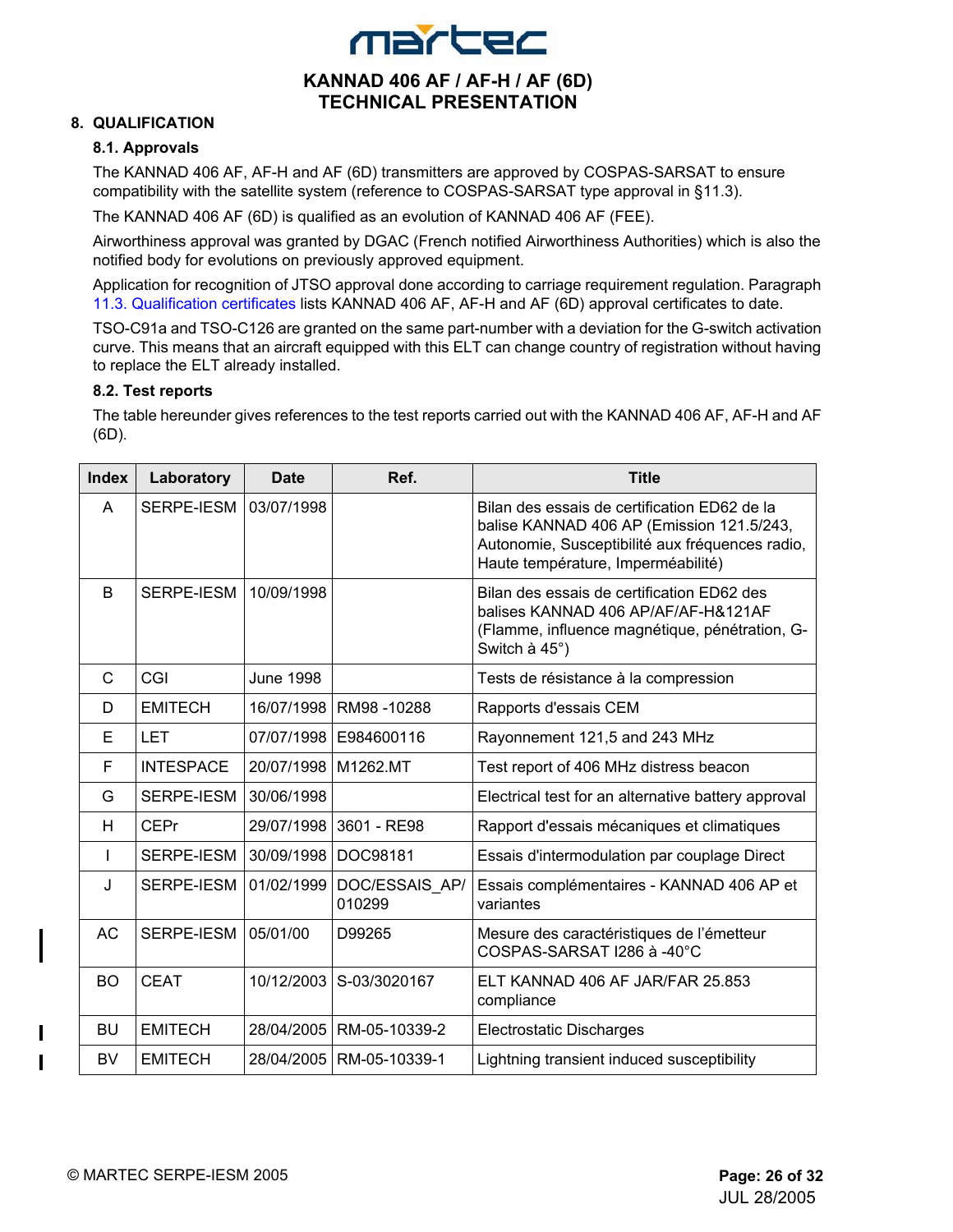## 8. QUALIFICATION

### 8.1. Approvals

The KANNAD 406 AF, AF-H and AF (6D) transmitters are approved by COSPAS-SARSAT to ensure compatibility with the satellite system (reference to COSPAS-SARSAT type approval in §11.3).

The KANNAD 406 AF (6D) is qualified as an evolution of KANNAD 406 AF (FEE).

Airworthiness approval was granted by DGAC (French notified Airworthiness Authorities) which is also the notified body for evolutions on previously approved equipment.

Application for recognition of JTSO approval done according to carriage requirement regulation. Paragraph 11.3. Qualification certificates lists KANNAD 406 AF, AF-H and AF (6D) approval certificates to date.

TSO-C91a and TSO-C126 are granted on the same part-number with a deviation for the G-switch activation curve. This means that an aircraft equipped with this ELT can change country of registration without having to replace the ELT already installed.

### 8.2. Test reports

The table hereunder gives references to the test reports carried out with the KANNAD 406 AF, AF-H and AF (6D).

| Index | Laboratory | Date | Ref. | Title |
|---|---|---|---|---|
| A | SERPE-IESM | 03/07/1998 | | Bilan des essais de certification ED62 de la balise KANNAD 406 AP (Emission 121.5/243, Autonomie, Susceptibilité aux fréquences radio, Haute température, Imperméabilité) |
| B | SERPE-IESM | 10/09/1998 | | Bilan des essais de certification ED62 des balises KANNAD 406 AP/AF/AF-H&121AF (Flamme, influence magnétique, pénétration, G-Switch à 45°) |
| C | CGI | June 1998 | | Tests de résistance à la compression |
| D | EMITECH | 16/07/1998 | RM98 -10288 | Rapports d'essais CEM |
| E | LET | 07/07/1998 | E984600116 | Rayonnement 121,5 and 243 MHz |
| F | INTESPACE | 20/07/1998 | M1262.MT | Test report of 406 MHz distress beacon |
| G | SERPE-IESM | 30/06/1998 | | Electrical test for an alternative battery approval |
| H | CEPr | 29/07/1998 | 3601 - RE98 | Rapport d'essais mécaniques et climatiques |
| I | SERPE-IESM | 30/09/1998 | DOC98181 | Essais d'intermodulation par couplage Direct |
| J | SERPE-IESM | 01/02/1999 | DOC/ESSAIS_AP/010299 | Essais complémentaires - KANNAD 406 AP et variantes |
| AC | SERPE-IESM | 05/01/00 | D99265 | Mesure des caractéristiques de l'émetteur COSPAS-SARSAT I286 à -40°C |
| BO | CEAT | 10/12/2003 | S-03/3020167 | ELT KANNAD 406 AF JAR/FAR 25.853 compliance |
| BU | EMITECH | 28/04/2005 | RM-05-10339-2 | Electrostatic Discharges |
| BV | EMITECH | 28/04/2005 | RM-05-10339-1 | Lightning transient induced susceptibility |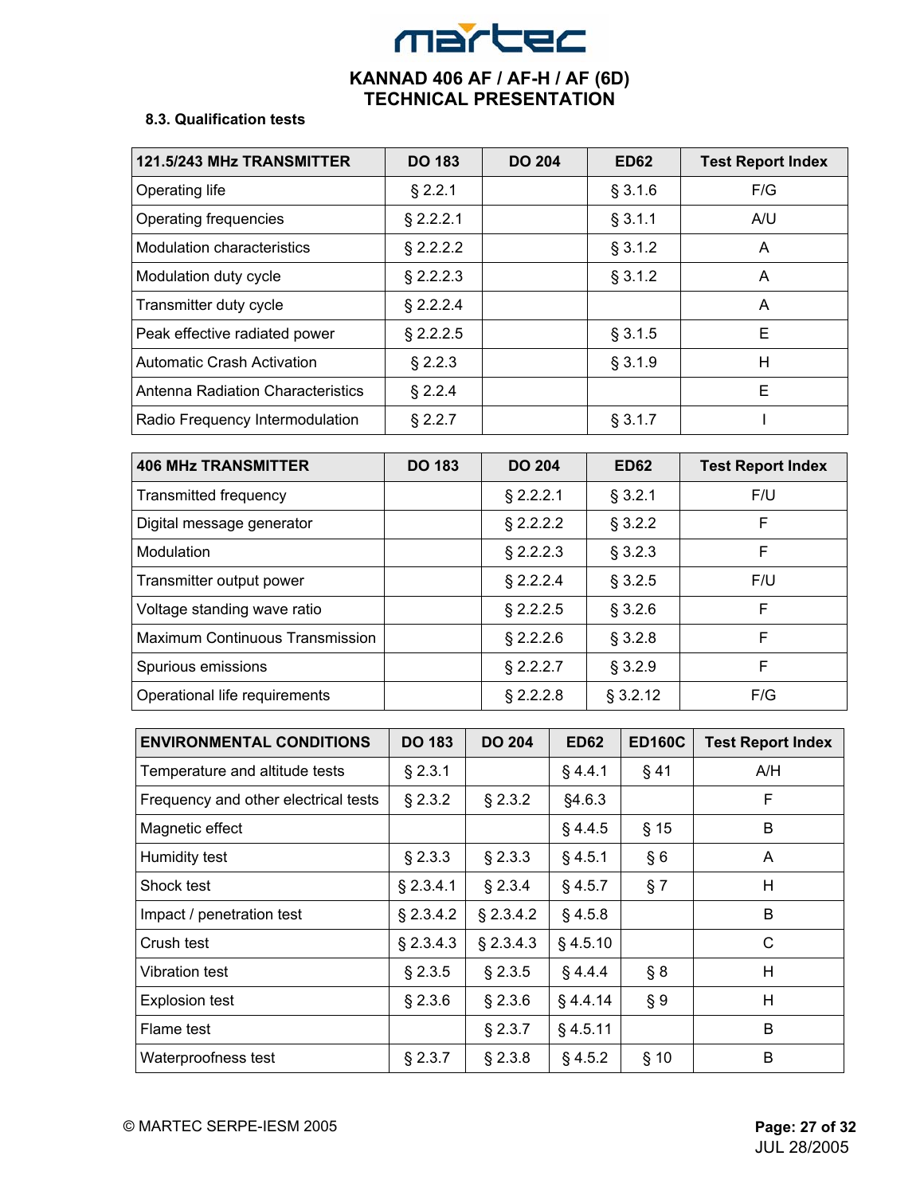### 8.3. Qualification tests

| 121.5/243 MHz TRANSMITTER | DO 183 | DO 204 | ED62 | Test Report Index |
|---|---|---|---|---|
| Operating life | § 2.2.1 | | § 3.1.6 | F/G |
| Operating frequencies | § 2.2.2.1 | | § 3.1.1 | A/U |
| Modulation characteristics | § 2.2.2.2 | | § 3.1.2 | A |
| Modulation duty cycle | § 2.2.2.3 | | § 3.1.2 | A |
| Transmitter duty cycle | § 2.2.2.4 | | | A |
| Peak effective radiated power | § 2.2.2.5 | | § 3.1.5 | E |
| Automatic Crash Activation | § 2.2.3 | | § 3.1.9 | H |
| Antenna Radiation Characteristics | § 2.2.4 | | | E |
| Radio Frequency Intermodulation | § 2.2.7 | | § 3.1.7 | I |

| 406 MHz TRANSMITTER | DO 183 | DO 204 | ED62 | Test Report Index |
|---|---|---|---|---|
| Transmitted frequency | | § 2.2.2.1 | § 3.2.1 | F/U |
| Digital message generator | | § 2.2.2.2 | § 3.2.2 | F |
| Modulation | | § 2.2.2.3 | § 3.2.3 | F |
| Transmitter output power | | § 2.2.2.4 | § 3.2.5 | F/U |
| Voltage standing wave ratio | | § 2.2.2.5 | § 3.2.6 | F |
| Maximum Continuous Transmission | | § 2.2.2.6 | § 3.2.8 | F |
| Spurious emissions | | § 2.2.2.7 | § 3.2.9 | F |
| Operational life requirements | | § 2.2.2.8 | § 3.2.12 | F/G |

| ENVIRONMENTAL CONDITIONS | DO 183 | DO 204 | ED62 | ED160C | Test Report Index |
|---|---|---|---|---|---|
| Temperature and altitude tests | § 2.3.1 | | § 4.4.1 | § 41 | A/H |
| Frequency and other electrical tests | § 2.3.2 | § 2.3.2 | §4.6.3 | | F |
| Magnetic effect | | | § 4.4.5 | § 15 | B |
| Humidity test | § 2.3.3 | § 2.3.3 | § 4.5.1 | § 6 | A |
| Shock test | § 2.3.4.1 | § 2.3.4 | § 4.5.7 | § 7 | H |
| Impact / penetration test | § 2.3.4.2 | § 2.3.4.2 | § 4.5.8 | | B |
| Crush test | § 2.3.4.3 | § 2.3.4.3 | § 4.5.10 | | C |
| Vibration test | § 2.3.5 | § 2.3.5 | § 4.4.4 | § 8 | H |
| Explosion test | § 2.3.6 | § 2.3.6 | § 4.4.14 | § 9 | H |
| Flame test | | § 2.3.7 | § 4.5.11 | | B |
| Waterproofness test | § 2.3.7 | § 2.3.8 | § 4.5.2 | § 10 | B |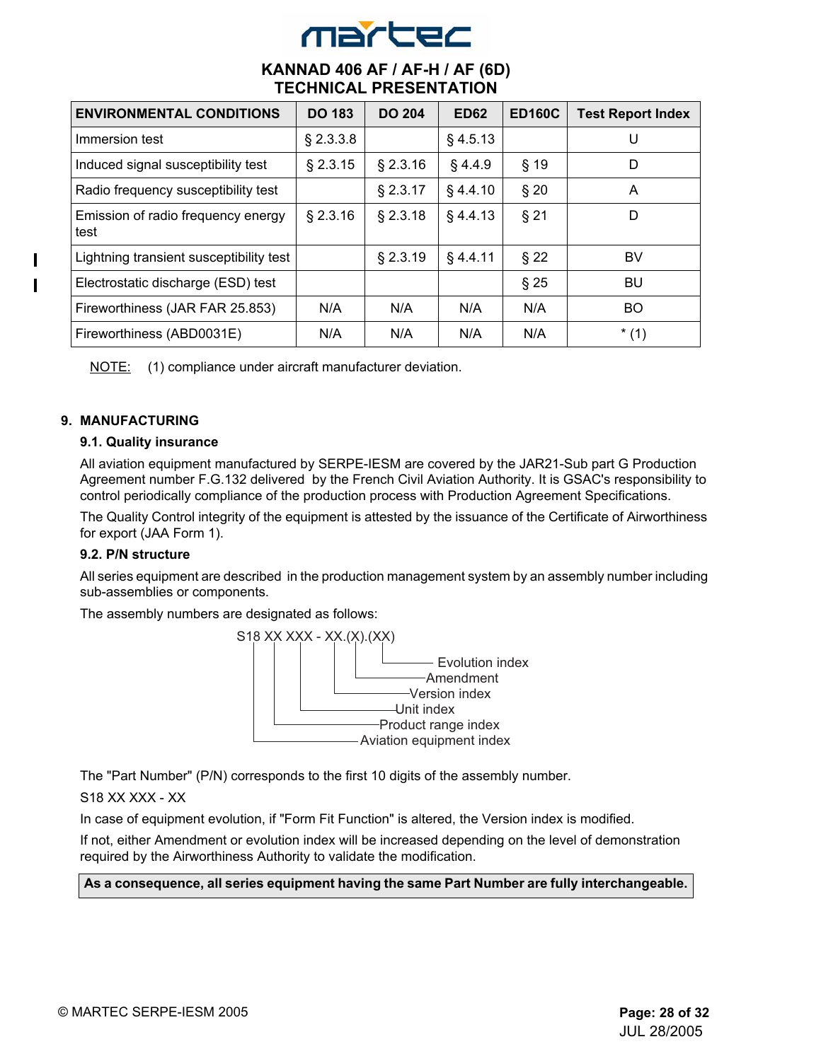| ENVIRONMENTAL CONDITIONS | DO 183 | DO 204 | ED62 | ED160C | Test Report Index |
|---|---|---|---|---|---|
| Immersion test | § 2.3.3.8 | | § 4.5.13 | | U |
| Induced signal susceptibility test | § 2.3.15 | § 2.3.16 | § 4.4.9 | § 19 | D |
| Radio frequency susceptibility test | | § 2.3.17 | § 4.4.10 | § 20 | A |
| Emission of radio frequency energy test | § 2.3.16 | § 2.3.18 | § 4.4.13 | § 21 | D |
| Lightning transient susceptibility test | | § 2.3.19 | § 4.4.11 | § 22 | BV |
| Electrostatic discharge (ESD) test | | | | § 25 | BU |
| Fireworthiness (JAR FAR 25.853) | N/A | N/A | N/A | N/A | BO |
| Fireworthiness (ABD0031E) | N/A | N/A | N/A | N/A | * (1) |

NOTE: (1) compliance under aircraft manufacturer deviation.

## 9. MANUFACTURING

### 9.1. Quality insurance

All aviation equipment manufactured by SERPE-IESM are covered by the JAR21-Sub part G Production Agreement number F.G.132 delivered by the French Civil Aviation Authority. It is GSAC's responsibility to control periodically compliance of the production process with Production Agreement Specifications.

The Quality Control integrity of the equipment is attested by the issuance of the Certificate of Airworthiness for export (JAA Form 1).

### 9.2. P/N structure

All series equipment are described in the production management system by an assembly number including sub-assemblies or components.

The assembly numbers are designated as follows:

```
S18 XX XXX - XX.(X).(XX)
|   |  |     |  |   |
|   |  |     |  |   └── Evolution index
|   |  |     |  └────── Amendment
|   |  |     └───────── Version index
|   |  └─────────────── Unit index
|   └────────────────── Product range index
└────────────────────── Aviation equipment index
```

The "Part Number" (P/N) corresponds to the first 10 digits of the assembly number.

S18 XX XXX - XX

In case of equipment evolution, if "Form Fit Function" is altered, the Version index is modified.

If not, either Amendment or evolution index will be increased depending on the level of demonstration required by the Airworthiness Authority to validate the modification.

**As a consequence, all series equipment having the same Part Number are fully interchangeable.**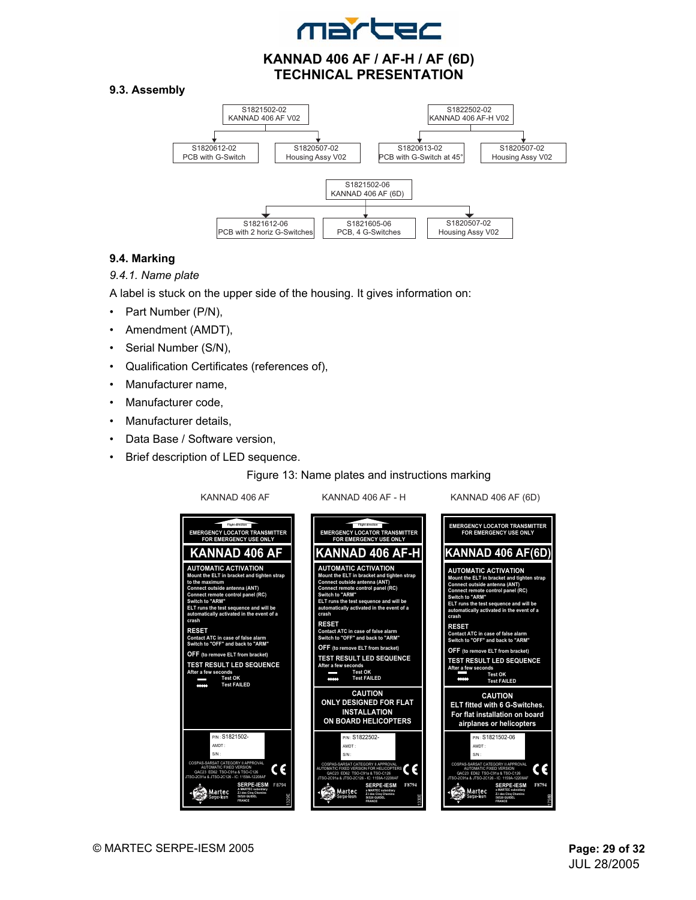## 9.3. Assembly

- S1821502-02 KANNAD 406 AF V02
  - S1820612-02 PCB with G-Switch
  - S1820507-02 Housing Assy V02
- S1822502-02 KANNAD 406 AF-H V02
  - S1820613-02 PCB with G-Switch at 45°
  - S1820507-02 Housing Assy V02
- S1821502-06 KANNAD 406 AF (6D)
  - S1821612-06 PCB with 2 horiz G-Switches
  - S1821605-06 PCB, 4 G-Switches
  - S1820507-02 Housing Assy V02

## 9.4. Marking

*9.4.1. Name plate*

A label is stuck on the upper side of the housing. It gives information on:

- Part Number (P/N),
- Amendment (AMDT),
- Serial Number (S/N),
- Qualification Certificates (references of),
- Manufacturer name,
- Manufacturer code,
- Manufacturer details,
- Data Base / Software version,
- Brief description of LED sequence.

Figure 13: Name plates and instructions marking

KANNAD 406 AF | KANNAD 406 AF - H | KANNAD 406 AF (6D)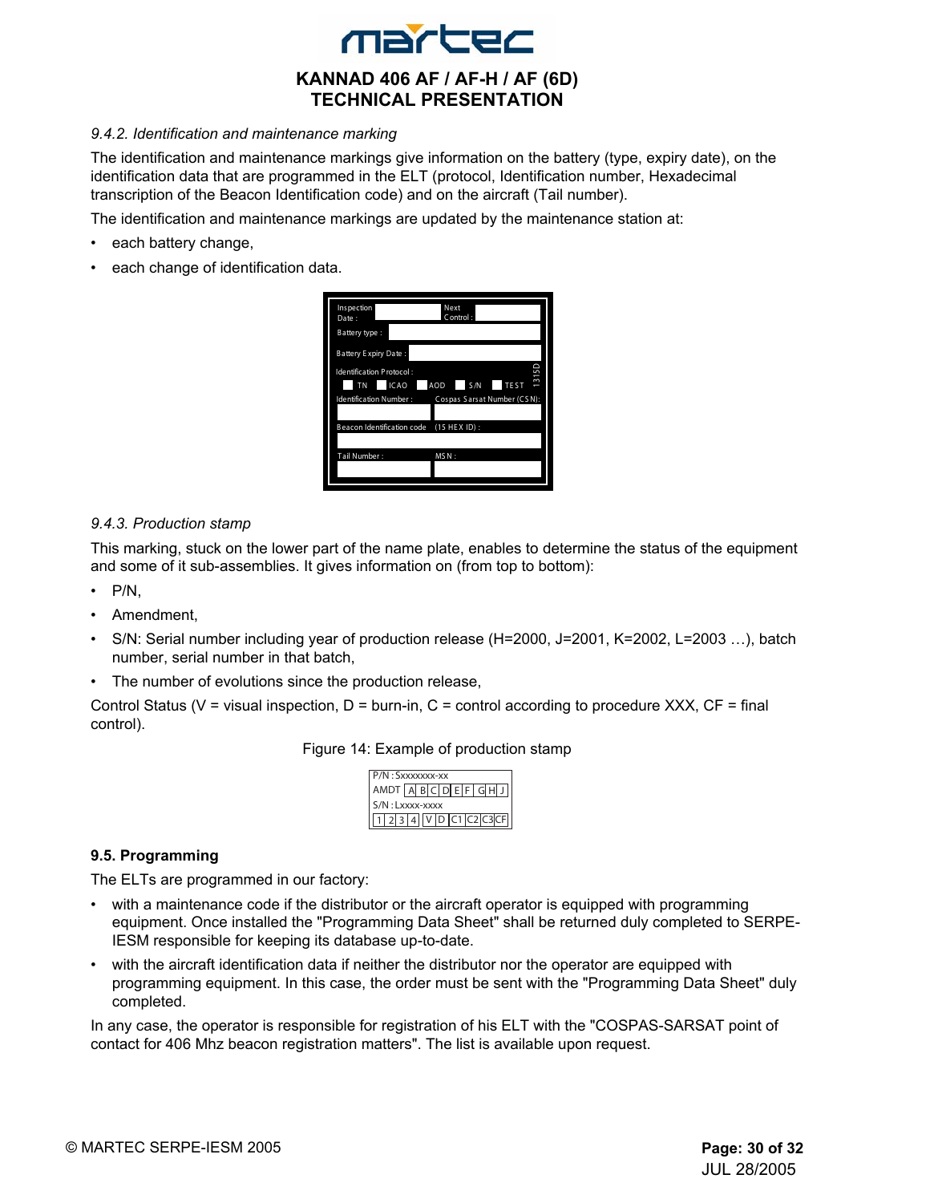### *9.4.2. Identification and maintenance marking*

The identification and maintenance markings give information on the battery (type, expiry date), on the identification data that are programmed in the ELT (protocol, Identification number, Hexadecimal transcription of the Beacon Identification code) and on the aircraft (Tail number).

The identification and maintenance markings are updated by the maintenance station at:

- each battery change,
- each change of identification data.

| Inspection Date : | | Next Control : | |
|---|---|---|---|
| Battery type : | | | |
| Battery Expiry Date : | | | |
| Identification Protocol : TN / ICAO / AOD / S/N / TEST | | | 1315D |
| Identification Number : | | Cospas Sarsat Number (CSN): | |
| Beacon Identification code (15 HEX ID) : | | | |
| Tail Number : | | MSN : | |

### *9.4.3. Production stamp*

This marking, stuck on the lower part of the name plate, enables to determine the status of the equipment and some of it sub-assemblies. It gives information on (from top to bottom):

- P/N,
- Amendment,
- S/N: Serial number including year of production release (H=2000, J=2001, K=2002, L=2003 …), batch number, serial number in that batch,
- The number of evolutions since the production release,

Control Status (V = visual inspection, D = burn-in, C = control according to procedure XXX, CF = final control).

Figure 14: Example of production stamp

| P/N : Sxxxxxxx-xx |
|---|
| AMDT A B C D E F G H J |
| S/N : Lxxxx-xxxx |
| 1 2 3 4 V D C1 C2 C3 CF |

## 9.5. Programming

The ELTs are programmed in our factory:

- with a maintenance code if the distributor or the aircraft operator is equipped with programming equipment. Once installed the "Programming Data Sheet" shall be returned duly completed to SERPE-IESM responsible for keeping its database up-to-date.
- with the aircraft identification data if neither the distributor nor the operator are equipped with programming equipment. In this case, the order must be sent with the "Programming Data Sheet" duly completed.

In any case, the operator is responsible for registration of his ELT with the "COSPAS-SARSAT point of contact for 406 Mhz beacon registration matters". The list is available upon request.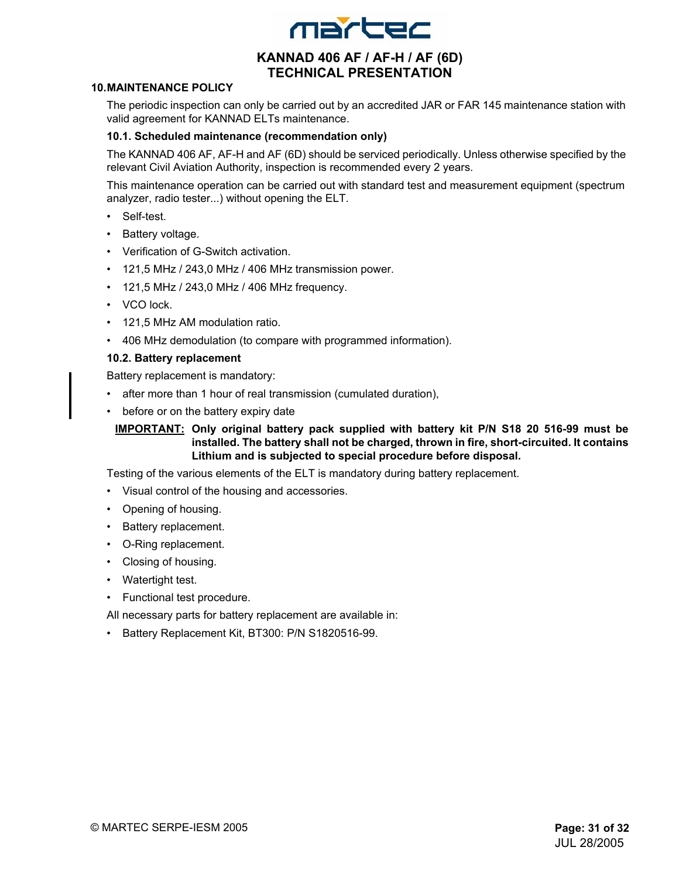## 10. MAINTENANCE POLICY

The periodic inspection can only be carried out by an accredited JAR or FAR 145 maintenance station with valid agreement for KANNAD ELTs maintenance.

### 10.1. Scheduled maintenance (recommendation only)

The KANNAD 406 AF, AF-H and AF (6D) should be serviced periodically. Unless otherwise specified by the relevant Civil Aviation Authority, inspection is recommended every 2 years.

This maintenance operation can be carried out with standard test and measurement equipment (spectrum analyzer, radio tester...) without opening the ELT.

- Self-test.
- Battery voltage.
- Verification of G-Switch activation.
- 121,5 MHz / 243,0 MHz / 406 MHz transmission power.
- 121,5 MHz / 243,0 MHz / 406 MHz frequency.
- VCO lock.
- 121,5 MHz AM modulation ratio.
- 406 MHz demodulation (to compare with programmed information).

### 10.2. Battery replacement

Battery replacement is mandatory:

- after more than 1 hour of real transmission (cumulated duration),
- before or on the battery expiry date

**IMPORTANT: Only original battery pack supplied with battery kit P/N S18 20 516-99 must be installed. The battery shall not be charged, thrown in fire, short-circuited. It contains Lithium and is subjected to special procedure before disposal.**

Testing of the various elements of the ELT is mandatory during battery replacement.

- Visual control of the housing and accessories.
- Opening of housing.
- Battery replacement.
- O-Ring replacement.
- Closing of housing.
- Watertight test.
- Functional test procedure.

All necessary parts for battery replacement are available in:

- Battery Replacement Kit, BT300: P/N S1820516-99.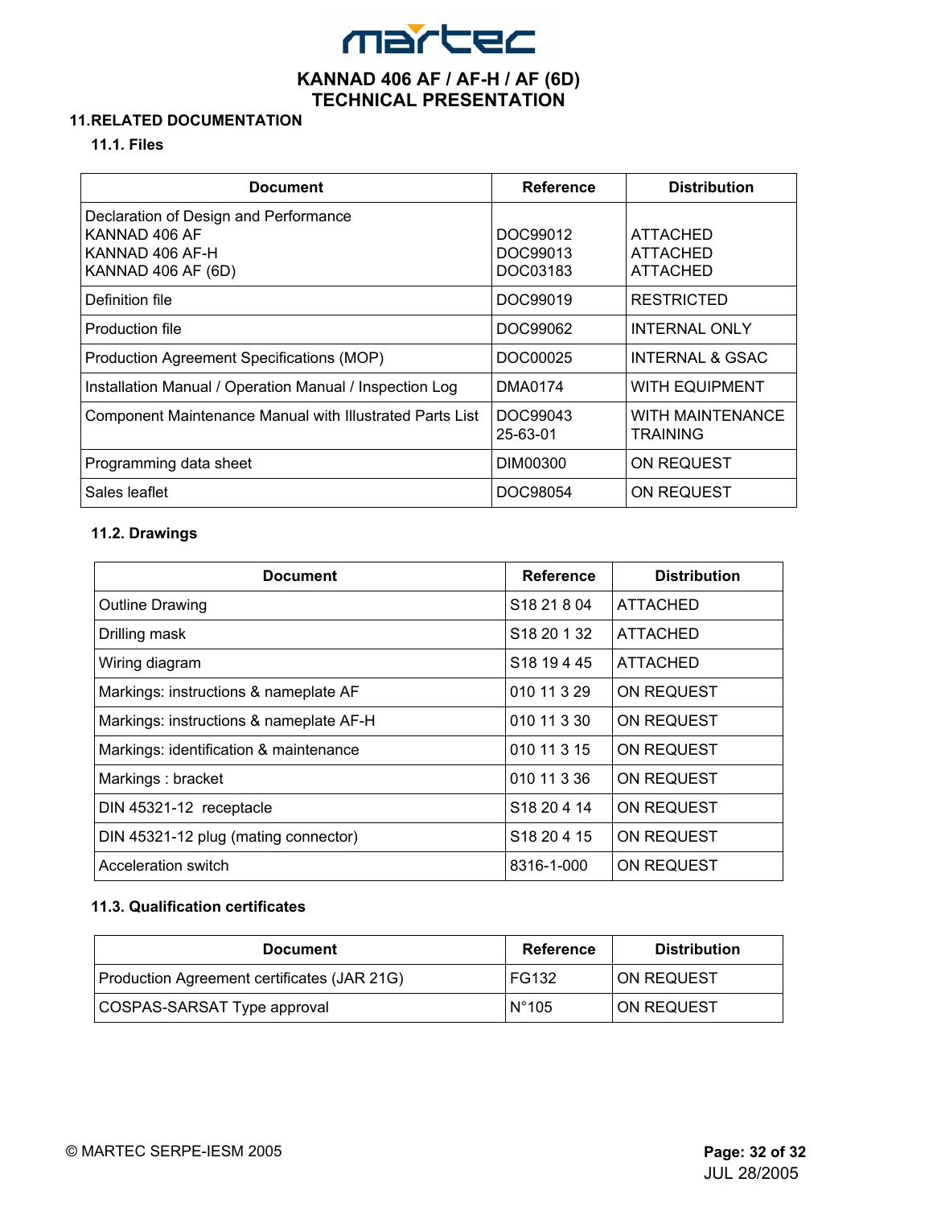## 11. RELATED DOCUMENTATION

### 11.1. Files

| Document | Reference | Distribution |
|---|---|---|
| Declaration of Design and Performance<br>KANNAD 406 AF<br>KANNAD 406 AF-H<br>KANNAD 406 AF (6D) | DOC99012<br>DOC99013<br>DOC03183 | ATTACHED<br>ATTACHED<br>ATTACHED |
| Definition file | DOC99019 | RESTRICTED |
| Production file | DOC99062 | INTERNAL ONLY |
| Production Agreement Specifications (MOP) | DOC00025 | INTERNAL & GSAC |
| Installation Manual / Operation Manual / Inspection Log | DMA0174 | WITH EQUIPMENT |
| Component Maintenance Manual with Illustrated Parts List | DOC99043<br>25-63-01 | WITH MAINTENANCE TRAINING |
| Programming data sheet | DIM00300 | ON REQUEST |
| Sales leaflet | DOC98054 | ON REQUEST |

### 11.2. Drawings

| Document | Reference | Distribution |
|---|---|---|
| Outline Drawing | S18 21 8 04 | ATTACHED |
| Drilling mask | S18 20 1 32 | ATTACHED |
| Wiring diagram | S18 19 4 45 | ATTACHED |
| Markings: instructions & nameplate AF | 010 11 3 29 | ON REQUEST |
| Markings: instructions & nameplate AF-H | 010 11 3 30 | ON REQUEST |
| Markings: identification & maintenance | 010 11 3 15 | ON REQUEST |
| Markings : bracket | 010 11 3 36 | ON REQUEST |
| DIN 45321-12 receptacle | S18 20 4 14 | ON REQUEST |
| DIN 45321-12 plug (mating connector) | S18 20 4 15 | ON REQUEST |
| Acceleration switch | 8316-1-000 | ON REQUEST |

### 11.3. Qualification certificates

| Document | Reference | Distribution |
|---|---|---|
| Production Agreement certificates (JAR 21G) | FG132 | ON REQUEST |
| COSPAS-SARSAT Type approval | N°105 | ON REQUEST |